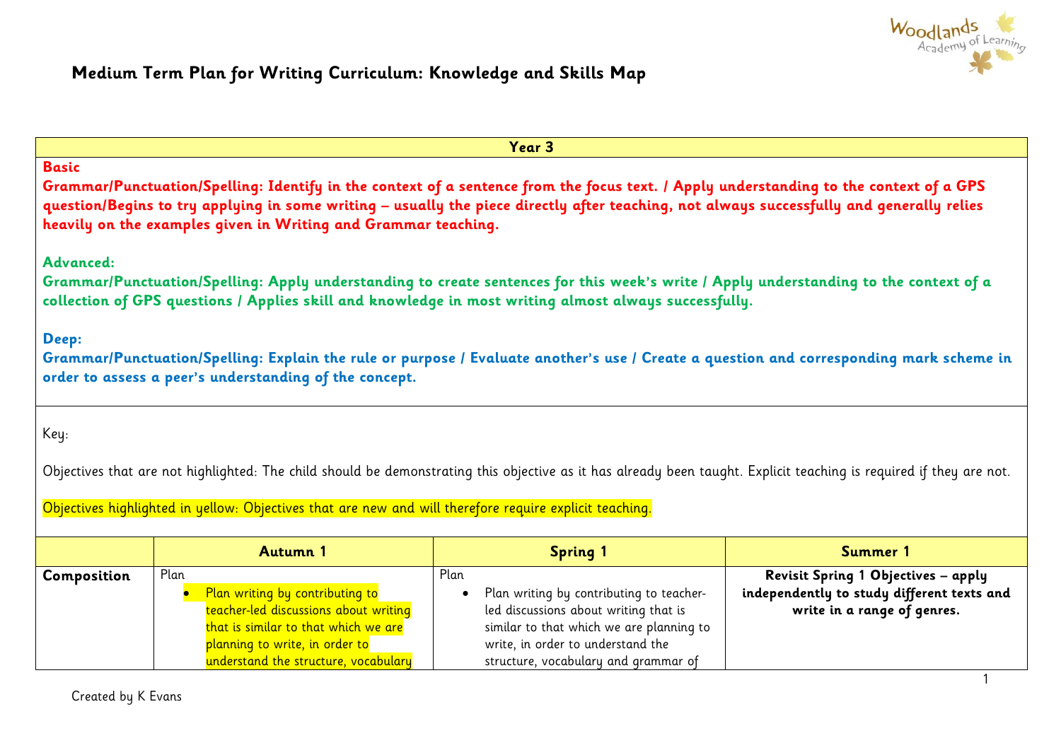# Medium Term Plan for Writing Curriculum: Knowledge and Skills Map

**Year 3**

**Basic**

**Grammar/Punctuation/Spelling: Identify in the context of a sentence from the focus text. / Apply understanding to the context of a GPS question/Begins to try applying in some writing – usually the piece directly after teaching, not always successfully and generally relies heavily on the examples given in Writing and Grammar teaching.**

**Advanced:**

**Grammar/Punctuation/Spelling: Apply understanding to create sentences for this week's write / Apply understanding to the context of a collection of GPS questions / Applies skill and knowledge in most writing almost always successfully.**

**Deep:**

**Grammar/Punctuation/Spelling: Explain the rule or purpose / Evaluate another's use / Create a question and corresponding mark scheme in order to assess a peer's understanding of the concept.**

Key:

Objectives that are not highlighted: The child should be demonstrating this objective as it has already been taught. Explicit teaching is required if they are not.

Objectives highlighted in yellow: Objectives that are new and will therefore require explicit teaching.

| | Autumn 1 | Spring 1 | Summer 1 |
|---|---|---|---|
| **Composition** | Plan<br>• Plan writing by contributing to teacher-led discussions about writing that is similar to that which we are planning to write, in order to understand the structure, vocabulary | Plan<br>• Plan writing by contributing to teacher-led discussions about writing that is similar to that which we are planning to write, in order to understand the structure, vocabulary and grammar of | **Revisit Spring 1 Objectives – apply independently to study different texts and write in a range of genres.** |

Created by K Evans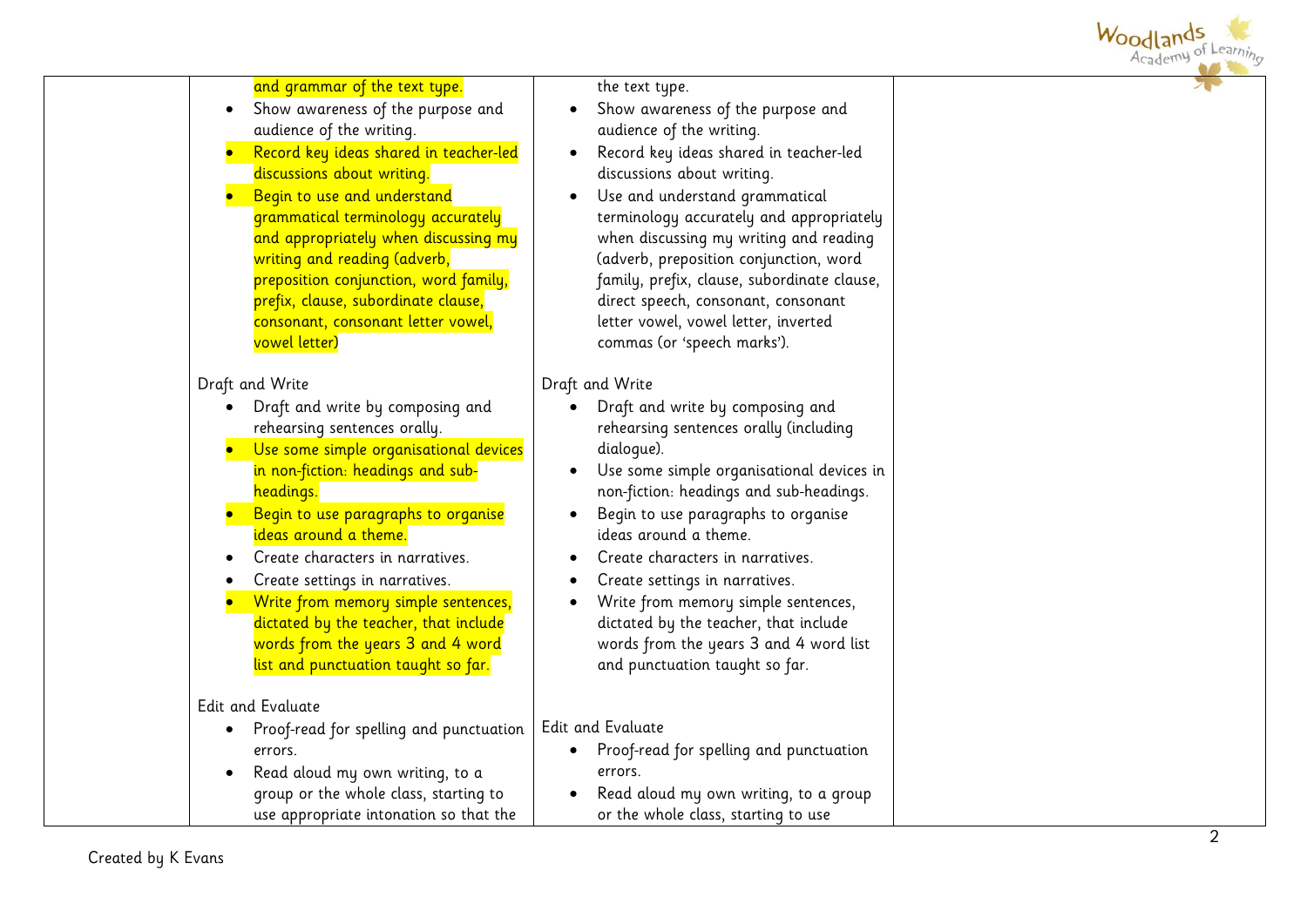| | | | |
|---|---|---|---|
| | and grammar of the text type.<br>• Show awareness of the purpose and audience of the writing.<br>• Record key ideas shared in teacher-led discussions about writing.<br>• Begin to use and understand grammatical terminology accurately and appropriately when discussing my writing and reading (adverb, preposition conjunction, word family, prefix, clause, subordinate clause, consonant, consonant letter vowel, vowel letter)<br><br>Draft and Write<br>• Draft and write by composing and rehearsing sentences orally.<br>• Use some simple organisational devices in non-fiction: headings and sub-headings.<br>• Begin to use paragraphs to organise ideas around a theme.<br>• Create characters in narratives.<br>• Create settings in narratives.<br>• Write from memory simple sentences, dictated by the teacher, that include words from the years 3 and 4 word list and punctuation taught so far.<br><br>Edit and Evaluate<br>• Proof-read for spelling and punctuation errors.<br>• Read aloud my own writing, to a group or the whole class, starting to use appropriate intonation so that the | the text type.<br>• Show awareness of the purpose and audience of the writing.<br>• Record key ideas shared in teacher-led discussions about writing.<br>• Use and understand grammatical terminology accurately and appropriately when discussing my writing and reading (adverb, preposition conjunction, word family, prefix, clause, subordinate clause, direct speech, consonant, consonant letter vowel, vowel letter, inverted commas (or 'speech marks').<br><br>Draft and Write<br>• Draft and write by composing and rehearsing sentences orally (including dialogue).<br>• Use some simple organisational devices in non-fiction: headings and sub-headings.<br>• Begin to use paragraphs to organise ideas around a theme.<br>• Create characters in narratives.<br>• Create settings in narratives.<br>• Write from memory simple sentences, dictated by the teacher, that include words from the years 3 and 4 word list and punctuation taught so far.<br><br>Edit and Evaluate<br>• Proof-read for spelling and punctuation errors.<br>• Read aloud my own writing, to a group or the whole class, starting to use | |

Created by K Evans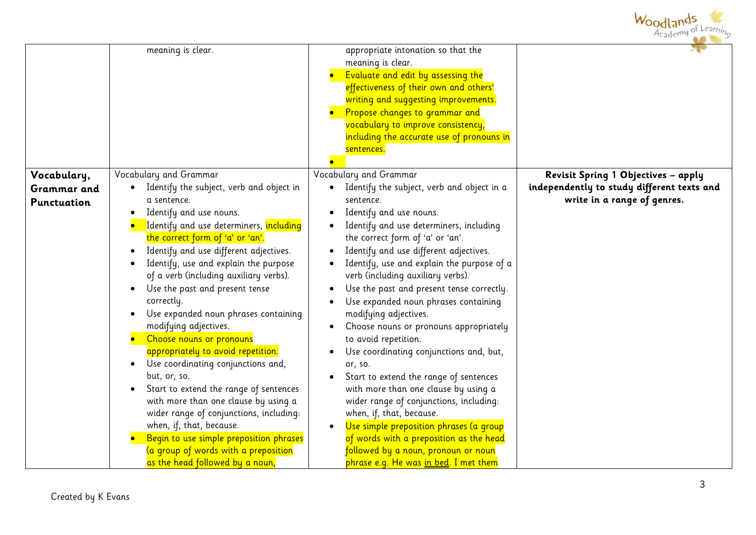| | | | |
|---|---|---|---|
| | meaning is clear. | appropriate intonation so that the meaning is clear.<br>• Evaluate and edit by assessing the effectiveness of their own and others' writing and suggesting improvements.<br>• Propose changes to grammar and vocabulary to improve consistency, including the accurate use of pronouns in sentences.<br>• | |
| **Vocabulary, Grammar and Punctuation** | Vocabulary and Grammar<br>• Identify the subject, verb and object in a sentence.<br>• Identify and use nouns.<br>• Identify and use determiners, including the correct form of 'a' or 'an'.<br>• Identify and use different adjectives.<br>• Identify, use and explain the purpose of a verb (including auxiliary verbs).<br>• Use the past and present tense correctly.<br>• Use expanded noun phrases containing modifying adjectives.<br>• Choose nouns or pronouns appropriately to avoid repetition.<br>• Use coordinating conjunctions and, but, or, so.<br>• Start to extend the range of sentences with more than one clause by using a wider range of conjunctions, including: when, if, that, because.<br>• Begin to use simple preposition phrases (a group of words with a preposition as the head followed by a noun, | Vocabulary and Grammar<br>• Identify the subject, verb and object in a sentence.<br>• Identify and use nouns.<br>• Identify and use determiners, including the correct form of 'a' or 'an'.<br>• Identify and use different adjectives.<br>• Identify, use and explain the purpose of a verb (including auxiliary verbs).<br>• Use the past and present tense correctly.<br>• Use expanded noun phrases containing modifying adjectives.<br>• Choose nouns or pronouns appropriately to avoid repetition.<br>• Use coordinating conjunctions and, but, or, so.<br>• Start to extend the range of sentences with more than one clause by using a wider range of conjunctions, including: when, if, that, because.<br>• Use simple preposition phrases (a group of words with a preposition as the head followed by a noun, pronoun or noun phrase e.g. He was in bed. I met them | **Revisit Spring 1 Objectives – apply independently to study different texts and write in a range of genres.** |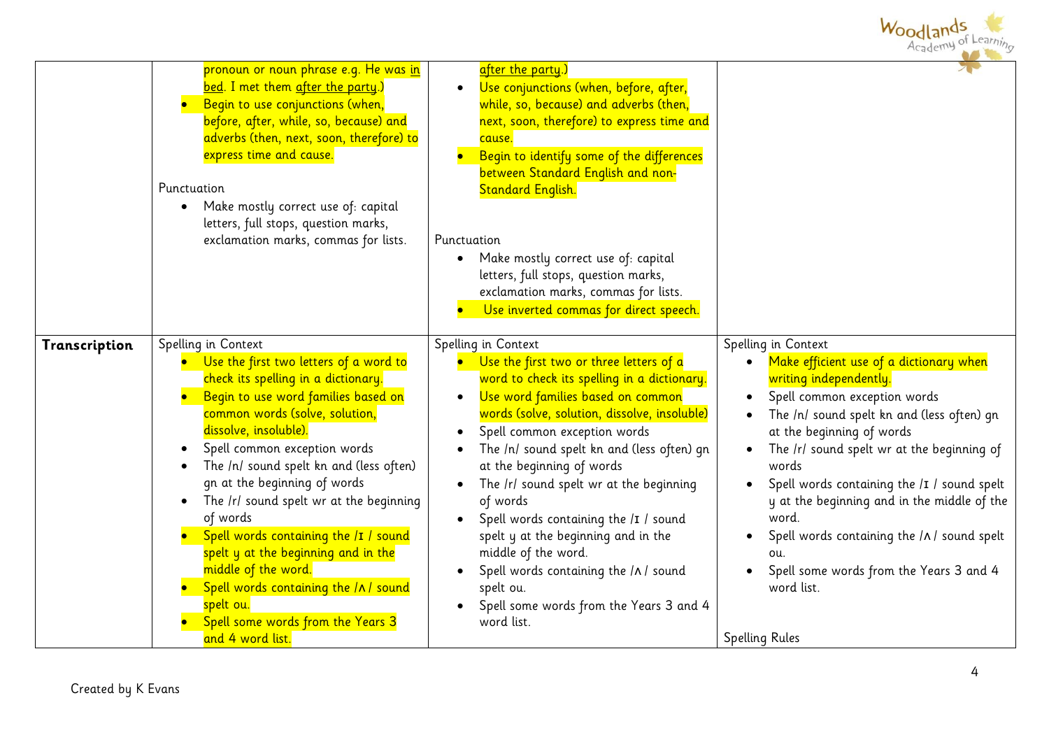| | | | |
|---|---|---|---|
| | pronoun or noun phrase e.g. He was <u>in bed</u>. I met them <u>after the party</u>.)<br>• Begin to use conjunctions (when, before, after, while, so, because) and adverbs (then, next, soon, therefore) to express time and cause.<br><br>Punctuation<br>• Make mostly correct use of: capital letters, full stops, question marks, exclamation marks, commas for lists. | <u>after the party</u>.)<br>• Use conjunctions (when, before, after, while, so, because) and adverbs (then, next, soon, therefore) to express time and cause.<br>• Begin to identify some of the differences between Standard English and non-Standard English.<br><br>Punctuation<br>• Make mostly correct use of: capital letters, full stops, question marks, exclamation marks, commas for lists.<br>• Use inverted commas for direct speech. | |
| **Transcription** | Spelling in Context<br>• Use the first two letters of a word to check its spelling in a dictionary.<br>• Begin to use word families based on common words (solve, solution, dissolve, insoluble).<br>• Spell common exception words<br>• The /n/ sound spelt kn and (less often) gn at the beginning of words<br>• The /r/ sound spelt wr at the beginning of words<br>• Spell words containing the /ɪ / sound spelt y at the beginning and in the middle of the word.<br>• Spell words containing the /ʌ / sound spelt ou.<br>• Spell some words from the Years 3 and 4 word list. | Spelling in Context<br>• Use the first two or three letters of a word to check its spelling in a dictionary.<br>• Use word families based on common words (solve, solution, dissolve, insoluble)<br>• Spell common exception words<br>• The /n/ sound spelt kn and (less often) gn at the beginning of words<br>• The /r/ sound spelt wr at the beginning of words<br>• Spell words containing the /ɪ / sound spelt y at the beginning and in the middle of the word.<br>• Spell words containing the /ʌ / sound spelt ou.<br>• Spell some words from the Years 3 and 4 word list. | Spelling in Context<br>• Make efficient use of a dictionary when writing independently.<br>• Spell common exception words<br>• The /n/ sound spelt kn and (less often) gn at the beginning of words<br>• The /r/ sound spelt wr at the beginning of words<br>• Spell words containing the /ɪ / sound spelt y at the beginning and in the middle of the word.<br>• Spell words containing the /ʌ / sound spelt ou.<br>• Spell some words from the Years 3 and 4 word list.<br><br>Spelling Rules |

Created by K Evans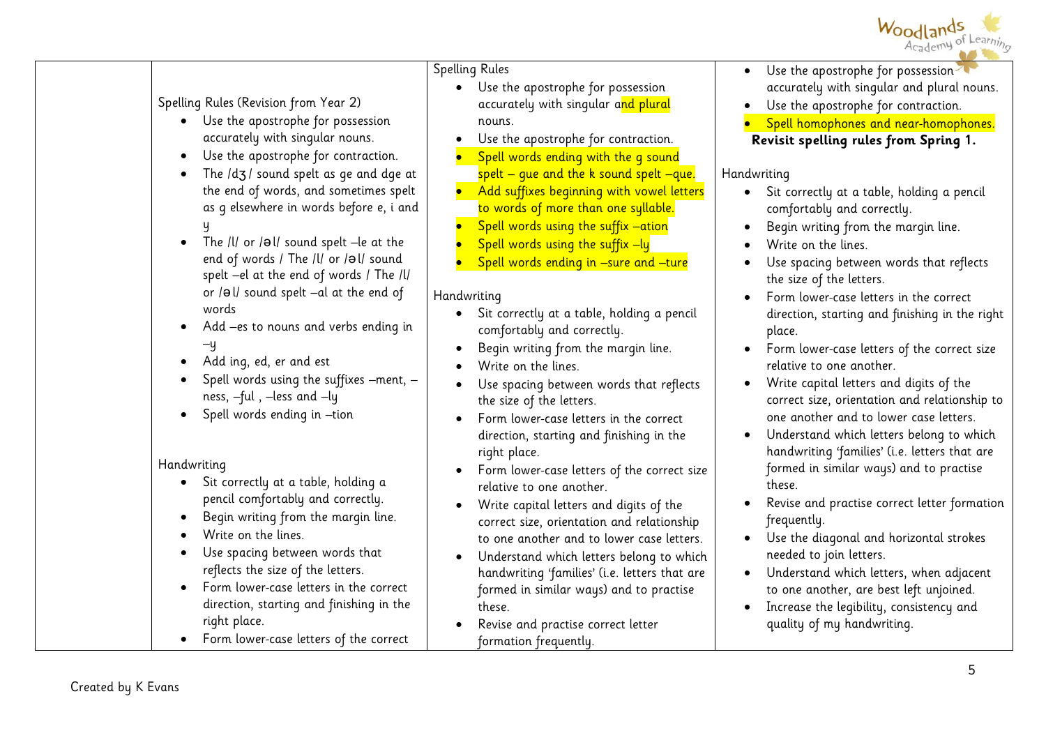| | Spelling Rules (Revision from Year 2)<br>• Use the apostrophe for possession accurately with singular nouns.<br>• Use the apostrophe for contraction.<br>• The /dʒ/ sound spelt as ge and dge at the end of words, and sometimes spelt as g elsewhere in words before e, i and y<br>• The /l/ or /əl/ sound spelt –le at the end of words / The /l/ or /əl/ sound spelt –el at the end of words / The /l/ or /əl/ sound spelt –al at the end of words<br>• Add –es to nouns and verbs ending in –y<br>• Add ing, ed, er and est<br>• Spell words using the suffixes –ment, –ness, –ful , –less and –ly<br>• Spell words ending in –tion<br><br>Handwriting<br>• Sit correctly at a table, holding a pencil comfortably and correctly.<br>• Begin writing from the margin line.<br>• Write on the lines.<br>• Use spacing between words that reflects the size of the letters.<br>• Form lower-case letters in the correct direction, starting and finishing in the right place.<br>• Form lower-case letters of the correct | Spelling Rules<br>• Use the apostrophe for possession accurately with singular and plural nouns.<br>• Use the apostrophe for contraction.<br>• Spell words ending with the g sound spelt – gue and the k sound spelt –que.<br>• Add suffixes beginning with vowel letters to words of more than one syllable.<br>• Spell words using the suffix –ation<br>• Spell words using the suffix –ly<br>• Spell words ending in –sure and –ture<br><br>Handwriting<br>• Sit correctly at a table, holding a pencil comfortably and correctly.<br>• Begin writing from the margin line.<br>• Write on the lines.<br>• Use spacing between words that reflects the size of the letters.<br>• Form lower-case letters in the correct direction, starting and finishing in the right place.<br>• Form lower-case letters of the correct size relative to one another.<br>• Write capital letters and digits of the correct size, orientation and relationship to one another and to lower case letters.<br>• Understand which letters belong to which handwriting 'families' (i.e. letters that are formed in similar ways) and to practise these.<br>• Revise and practise correct letter formation frequently. | • Use the apostrophe for possession accurately with singular and plural nouns.<br>• Use the apostrophe for contraction.<br>• Spell homophones and near-homophones.<br>**Revisit spelling rules from Spring 1.**<br><br>Handwriting<br>• Sit correctly at a table, holding a pencil comfortably and correctly.<br>• Begin writing from the margin line.<br>• Write on the lines.<br>• Use spacing between words that reflects the size of the letters.<br>• Form lower-case letters in the correct direction, starting and finishing in the right place.<br>• Form lower-case letters of the correct size relative to one another.<br>• Write capital letters and digits of the correct size, orientation and relationship to one another and to lower case letters.<br>• Understand which letters belong to which handwriting 'families' (i.e. letters that are formed in similar ways) and to practise these.<br>• Revise and practise correct letter formation frequently.<br>• Use the diagonal and horizontal strokes needed to join letters.<br>• Understand which letters, when adjacent to one another, are best left unjoined.<br>• Increase the legibility, consistency and quality of my handwriting. |
|---|---|---|---|

Created by K Evans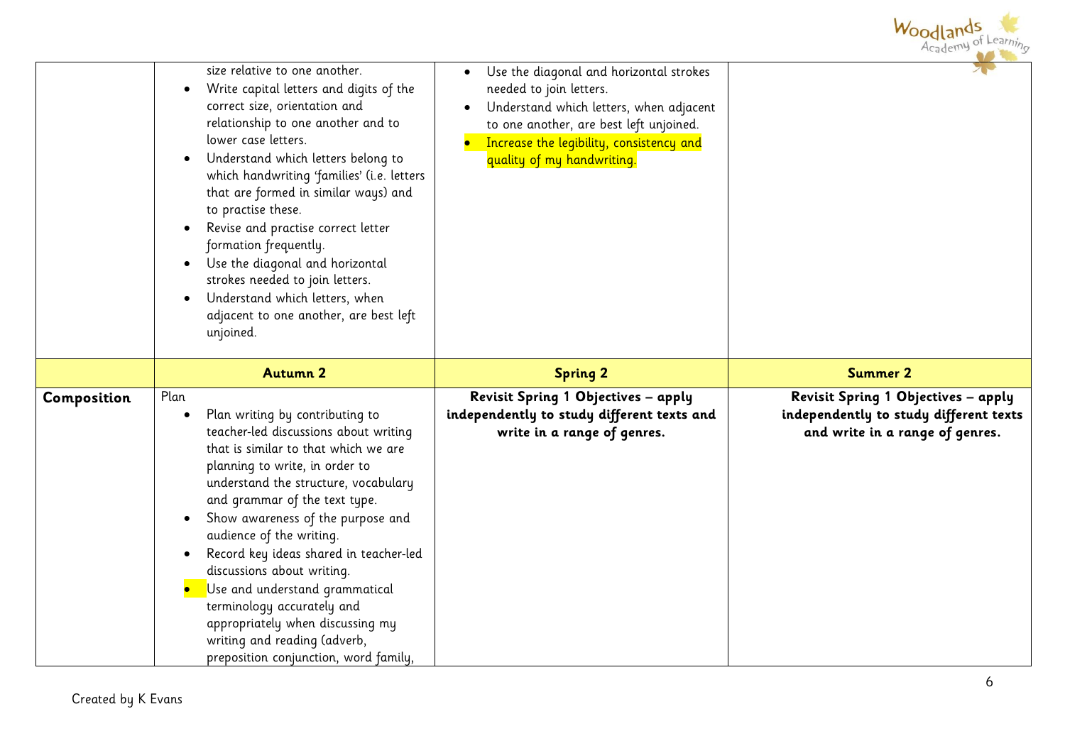| | | | |
|---|---|---|---|
| | size relative to one another.<br>• Write capital letters and digits of the correct size, orientation and relationship to one another and to lower case letters.<br>• Understand which letters belong to which handwriting 'families' (i.e. letters that are formed in similar ways) and to practise these.<br>• Revise and practise correct letter formation frequently.<br>• Use the diagonal and horizontal strokes needed to join letters.<br>• Understand which letters, when adjacent to one another, are best left unjoined. | • Use the diagonal and horizontal strokes needed to join letters.<br>• Understand which letters, when adjacent to one another, are best left unjoined.<br>• Increase the legibility, consistency and quality of my handwriting. | |
| | **Autumn 2** | **Spring 2** | **Summer 2** |
| **Composition** | Plan<br>• Plan writing by contributing to teacher-led discussions about writing that is similar to that which we are planning to write, in order to understand the structure, vocabulary and grammar of the text type.<br>• Show awareness of the purpose and audience of the writing.<br>• Record key ideas shared in teacher-led discussions about writing.<br>• Use and understand grammatical terminology accurately and appropriately when discussing my writing and reading (adverb, preposition conjunction, word family, | **Revisit Spring 1 Objectives – apply independently to study different texts and write in a range of genres.** | **Revisit Spring 1 Objectives – apply independently to study different texts and write in a range of genres.** |

Created by K Evans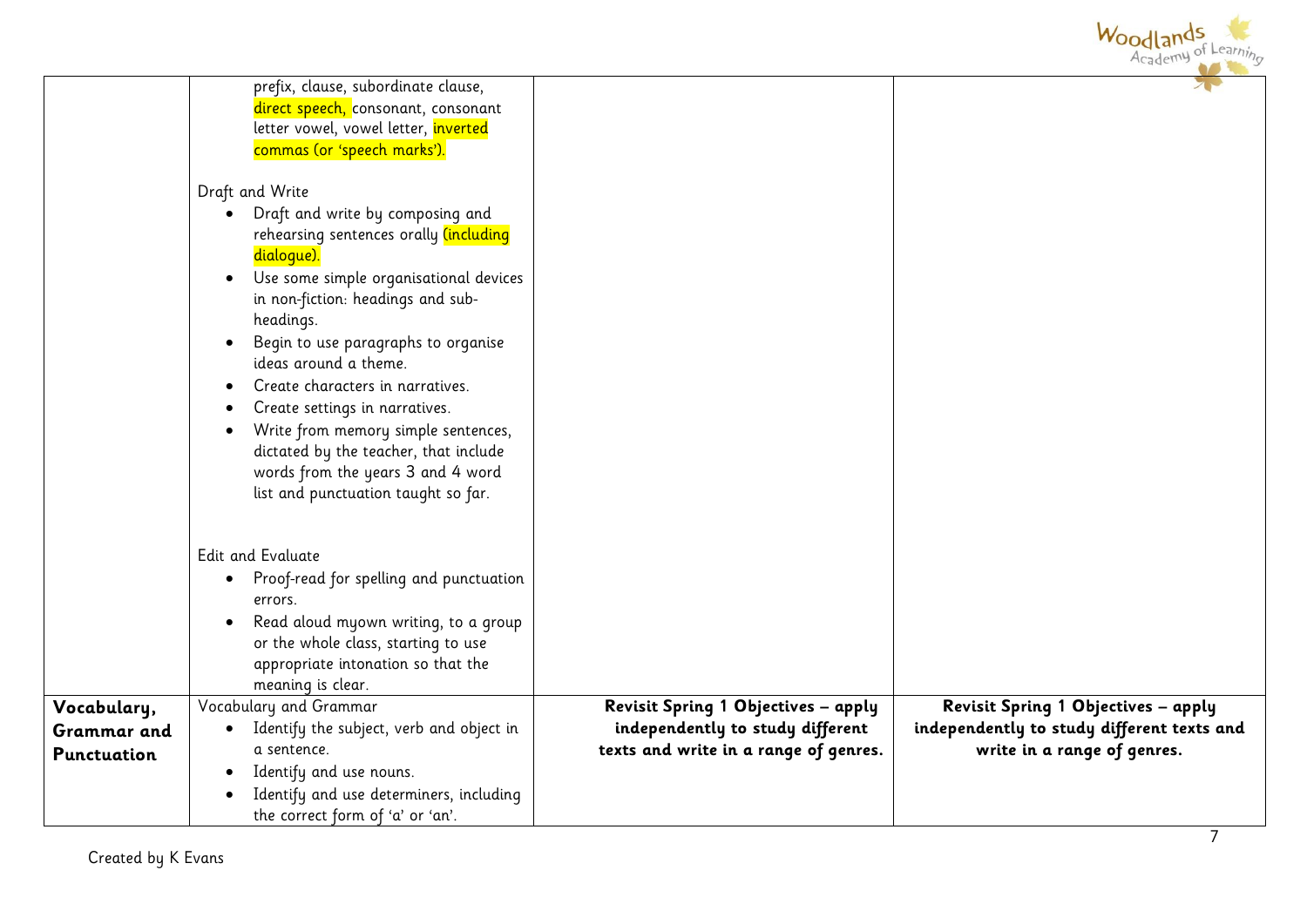| | | | |
|---|---|---|---|
| | prefix, clause, subordinate clause, direct speech, consonant, consonant letter vowel, vowel letter, inverted commas (or 'speech marks').<br><br>Draft and Write<br>• Draft and write by composing and rehearsing sentences orally (including dialogue).<br>• Use some simple organisational devices in non-fiction: headings and sub-headings.<br>• Begin to use paragraphs to organise ideas around a theme.<br>• Create characters in narratives.<br>• Create settings in narratives.<br>• Write from memory simple sentences, dictated by the teacher, that include words from the years 3 and 4 word list and punctuation taught so far.<br><br>Edit and Evaluate<br>• Proof-read for spelling and punctuation errors.<br>• Read aloud myown writing, to a group or the whole class, starting to use appropriate intonation so that the meaning is clear. | | |
| **Vocabulary, Grammar and Punctuation** | Vocabulary and Grammar<br>• Identify the subject, verb and object in a sentence.<br>• Identify and use nouns.<br>• Identify and use determiners, including the correct form of 'a' or 'an'. | **Revisit Spring 1 Objectives – apply independently to study different texts and write in a range of genres.** | **Revisit Spring 1 Objectives – apply independently to study different texts and write in a range of genres.** |

Created by K Evans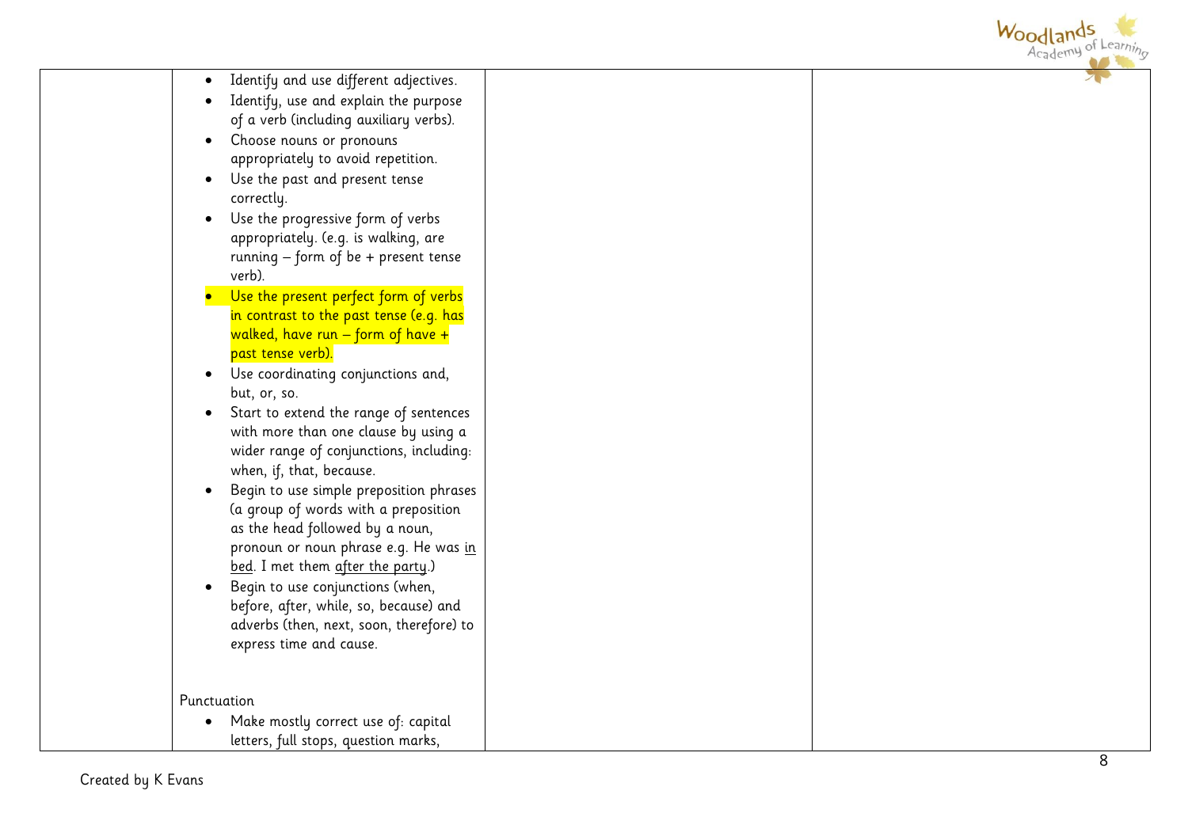| | | | |
|---|---|---|---|
| | • Identify and use different adjectives.<br>• Identify, use and explain the purpose of a verb (including auxiliary verbs).<br>• Choose nouns or pronouns appropriately to avoid repetition.<br>• Use the past and present tense correctly.<br>• Use the progressive form of verbs appropriately. (e.g. is walking, are running – form of be + present tense verb).<br>• Use the present perfect form of verbs in contrast to the past tense (e.g. has walked, have run – form of have + past tense verb).<br>• Use coordinating conjunctions and, but, or, so.<br>• Start to extend the range of sentences with more than one clause by using a wider range of conjunctions, including: when, if, that, because.<br>• Begin to use simple preposition phrases (a group of words with a preposition as the head followed by a noun, pronoun or noun phrase e.g. He was <u>in bed</u>. I met them <u>after the party</u>.)<br>• Begin to use conjunctions (when, before, after, while, so, because) and adverbs (then, next, soon, therefore) to express time and cause.<br><br>Punctuation<br>• Make mostly correct use of: capital letters, full stops, question marks, | | |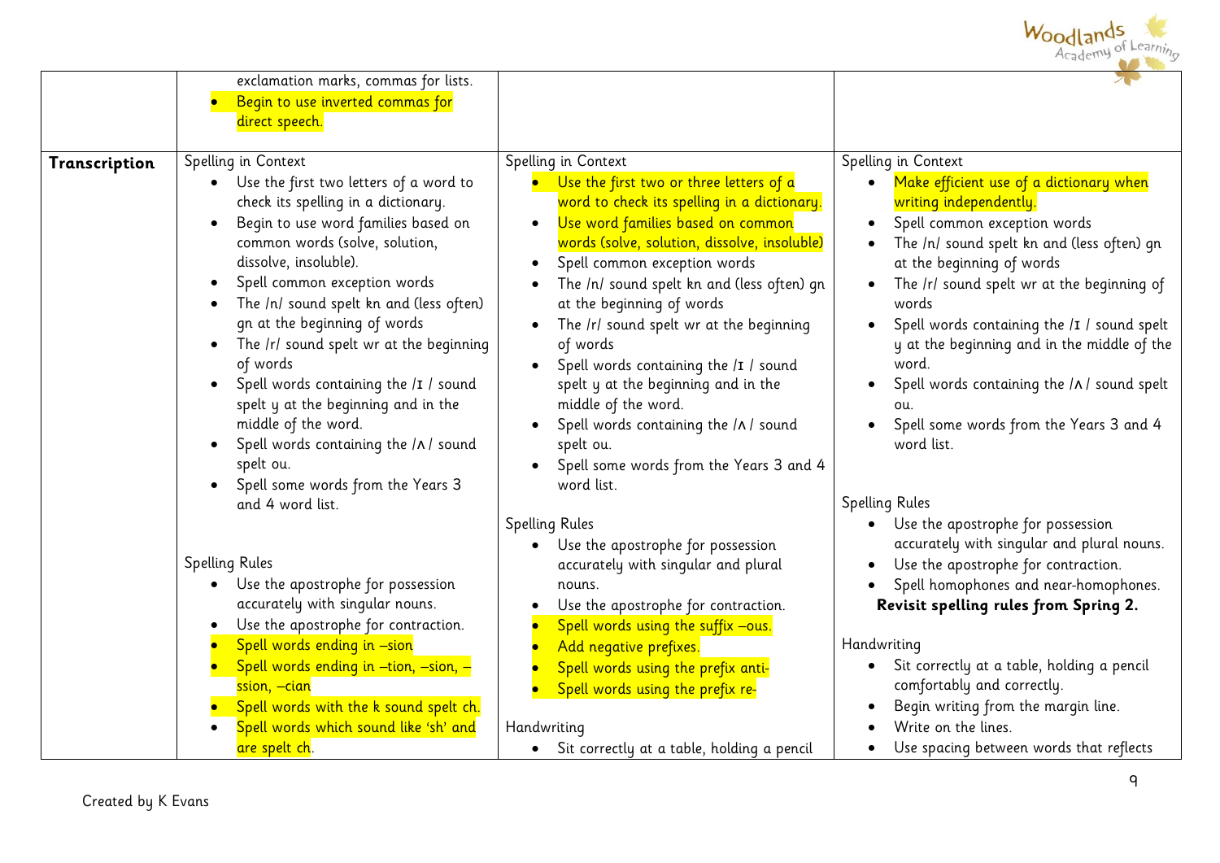| | | | |
|---|---|---|---|
| | exclamation marks, commas for lists.<br>• Begin to use inverted commas for direct speech. | | |
| **Transcription** | Spelling in Context<br>• Use the first two letters of a word to check its spelling in a dictionary.<br>• Begin to use word families based on common words (solve, solution, dissolve, insoluble).<br>• Spell common exception words<br>• The /n/ sound spelt kn and (less often) gn at the beginning of words<br>• The /r/ sound spelt wr at the beginning of words<br>• Spell words containing the /ɪ / sound spelt y at the beginning and in the middle of the word.<br>• Spell words containing the /ʌ/ sound spelt ou.<br>• Spell some words from the Years 3 and 4 word list.<br><br>Spelling Rules<br>• Use the apostrophe for possession accurately with singular nouns.<br>• Use the apostrophe for contraction.<br>• Spell words ending in –sion<br>• Spell words ending in –tion, –sion, –ssion, –cian<br>• Spell words with the k sound spelt ch.<br>• Spell words which sound like 'sh' and are spelt ch. | Spelling in Context<br>• Use the first two or three letters of a word to check its spelling in a dictionary.<br>• Use word families based on common words (solve, solution, dissolve, insoluble)<br>• Spell common exception words<br>• The /n/ sound spelt kn and (less often) gn at the beginning of words<br>• The /r/ sound spelt wr at the beginning of words<br>• Spell words containing the /ɪ / sound spelt y at the beginning and in the middle of the word.<br>• Spell words containing the /ʌ/ sound spelt ou.<br>• Spell some words from the Years 3 and 4 word list.<br><br>Spelling Rules<br>• Use the apostrophe for possession accurately with singular and plural nouns.<br>• Use the apostrophe for contraction.<br>• Spell words using the suffix –ous.<br>• Add negative prefixes.<br>• Spell words using the prefix anti-<br>• Spell words using the prefix re-<br><br>Handwriting<br>• Sit correctly at a table, holding a pencil | Spelling in Context<br>• Make efficient use of a dictionary when writing independently.<br>• Spell common exception words<br>• The /n/ sound spelt kn and (less often) gn at the beginning of words<br>• The /r/ sound spelt wr at the beginning of words<br>• Spell words containing the /ɪ / sound spelt y at the beginning and in the middle of the word.<br>• Spell words containing the /ʌ/ sound spelt ou.<br>• Spell some words from the Years 3 and 4 word list.<br><br>Spelling Rules<br>• Use the apostrophe for possession accurately with singular and plural nouns.<br>• Use the apostrophe for contraction.<br>• Spell homophones and near-homophones.<br>**Revisit spelling rules from Spring 2.**<br><br>Handwriting<br>• Sit correctly at a table, holding a pencil comfortably and correctly.<br>• Begin writing from the margin line.<br>• Write on the lines.<br>• Use spacing between words that reflects |

Created by K Evans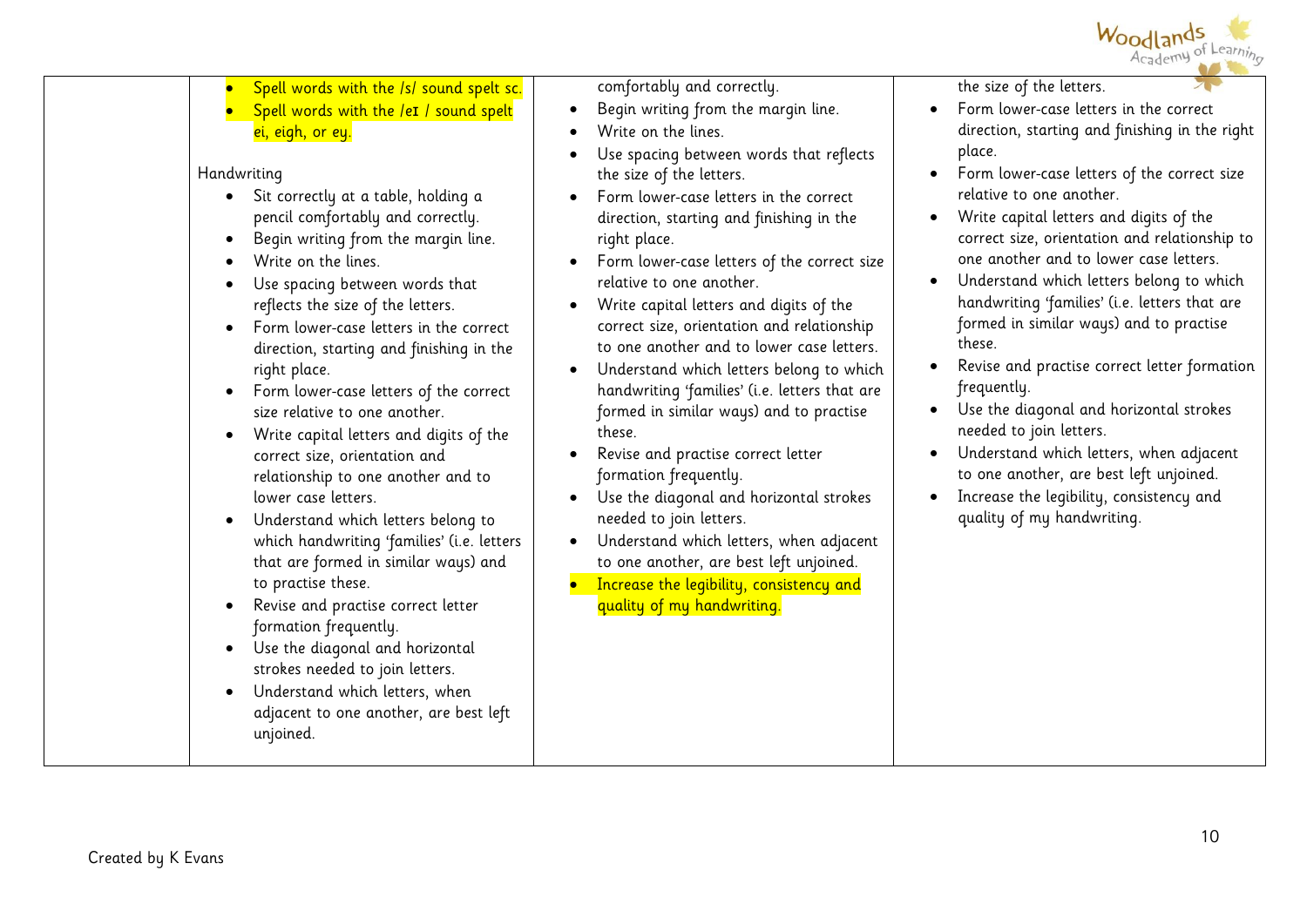| | | | |
|---|---|---|---|
| | • Spell words with the /s/ sound spelt sc.<br>• Spell words with the /eɪ / sound spelt ei, eigh, or ey.<br><br>Handwriting<br>• Sit correctly at a table, holding a pencil comfortably and correctly.<br>• Begin writing from the margin line.<br>• Write on the lines.<br>• Use spacing between words that reflects the size of the letters.<br>• Form lower-case letters in the correct direction, starting and finishing in the right place.<br>• Form lower-case letters of the correct size relative to one another.<br>• Write capital letters and digits of the correct size, orientation and relationship to one another and to lower case letters.<br>• Understand which letters belong to which handwriting 'families' (i.e. letters that are formed in similar ways) and to practise these.<br>• Revise and practise correct letter formation frequently.<br>• Use the diagonal and horizontal strokes needed to join letters.<br>• Understand which letters, when adjacent to one another, are best left unjoined. | comfortably and correctly.<br>• Begin writing from the margin line.<br>• Write on the lines.<br>• Use spacing between words that reflects the size of the letters.<br>• Form lower-case letters in the correct direction, starting and finishing in the right place.<br>• Form lower-case letters of the correct size relative to one another.<br>• Write capital letters and digits of the correct size, orientation and relationship to one another and to lower case letters.<br>• Understand which letters belong to which handwriting 'families' (i.e. letters that are formed in similar ways) and to practise these.<br>• Revise and practise correct letter formation frequently.<br>• Use the diagonal and horizontal strokes needed to join letters.<br>• Understand which letters, when adjacent to one another, are best left unjoined.<br>• Increase the legibility, consistency and quality of my handwriting. | the size of the letters.<br>• Form lower-case letters in the correct direction, starting and finishing in the right place.<br>• Form lower-case letters of the correct size relative to one another.<br>• Write capital letters and digits of the correct size, orientation and relationship to one another and to lower case letters.<br>• Understand which letters belong to which handwriting 'families' (i.e. letters that are formed in similar ways) and to practise these.<br>• Revise and practise correct letter formation frequently.<br>• Use the diagonal and horizontal strokes needed to join letters.<br>• Understand which letters, when adjacent to one another, are best left unjoined.<br>• Increase the legibility, consistency and quality of my handwriting. |

Created by K Evans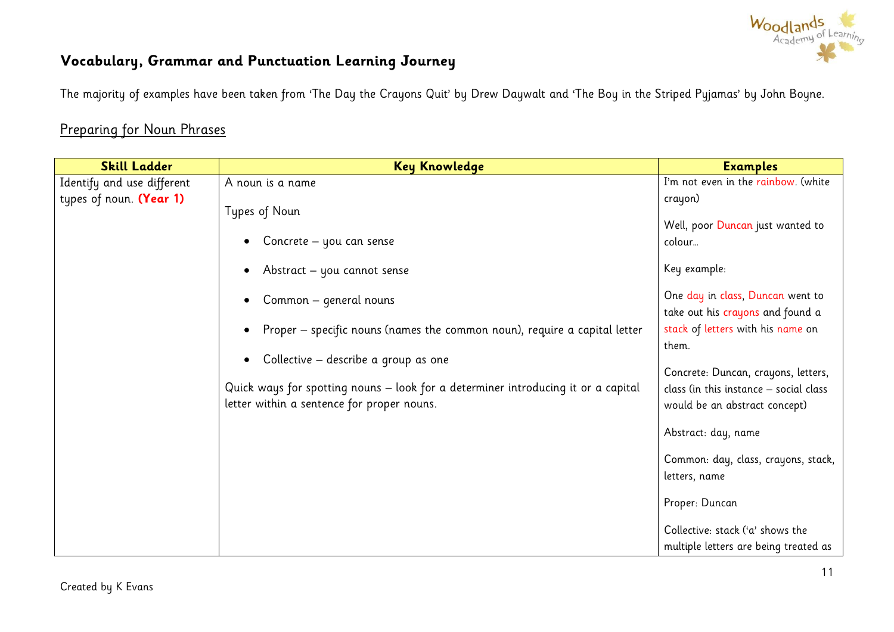## Vocabulary, Grammar and Punctuation Learning Journey

The majority of examples have been taken from 'The Day the Crayons Quit' by Drew Daywalt and 'The Boy in the Striped Pyjamas' by John Boyne.

### Preparing for Noun Phrases

| Skill Ladder | Key Knowledge | Examples |
|---|---|---|
| Identify and use different types of noun. **(Year 1)** | A noun is a name<br><br>Types of Noun<br><br>• Concrete – you can sense<br>• Abstract – you cannot sense<br>• Common – general nouns<br>• Proper – specific nouns (names the common noun), require a capital letter<br>• Collective – describe a group as one<br><br>Quick ways for spotting nouns – look for a determiner introducing it or a capital letter within a sentence for proper nouns. | I'm not even in the rainbow. (white crayon)<br><br>Well, poor Duncan just wanted to colour…<br><br>Key example:<br><br>One day in class, Duncan went to take out his crayons and found a stack of letters with his name on them.<br><br>Concrete: Duncan, crayons, letters, class (in this instance – social class would be an abstract concept)<br><br>Abstract: day, name<br><br>Common: day, class, crayons, stack, letters, name<br><br>Proper: Duncan<br><br>Collective: stack ('a' shows the multiple letters are being treated as |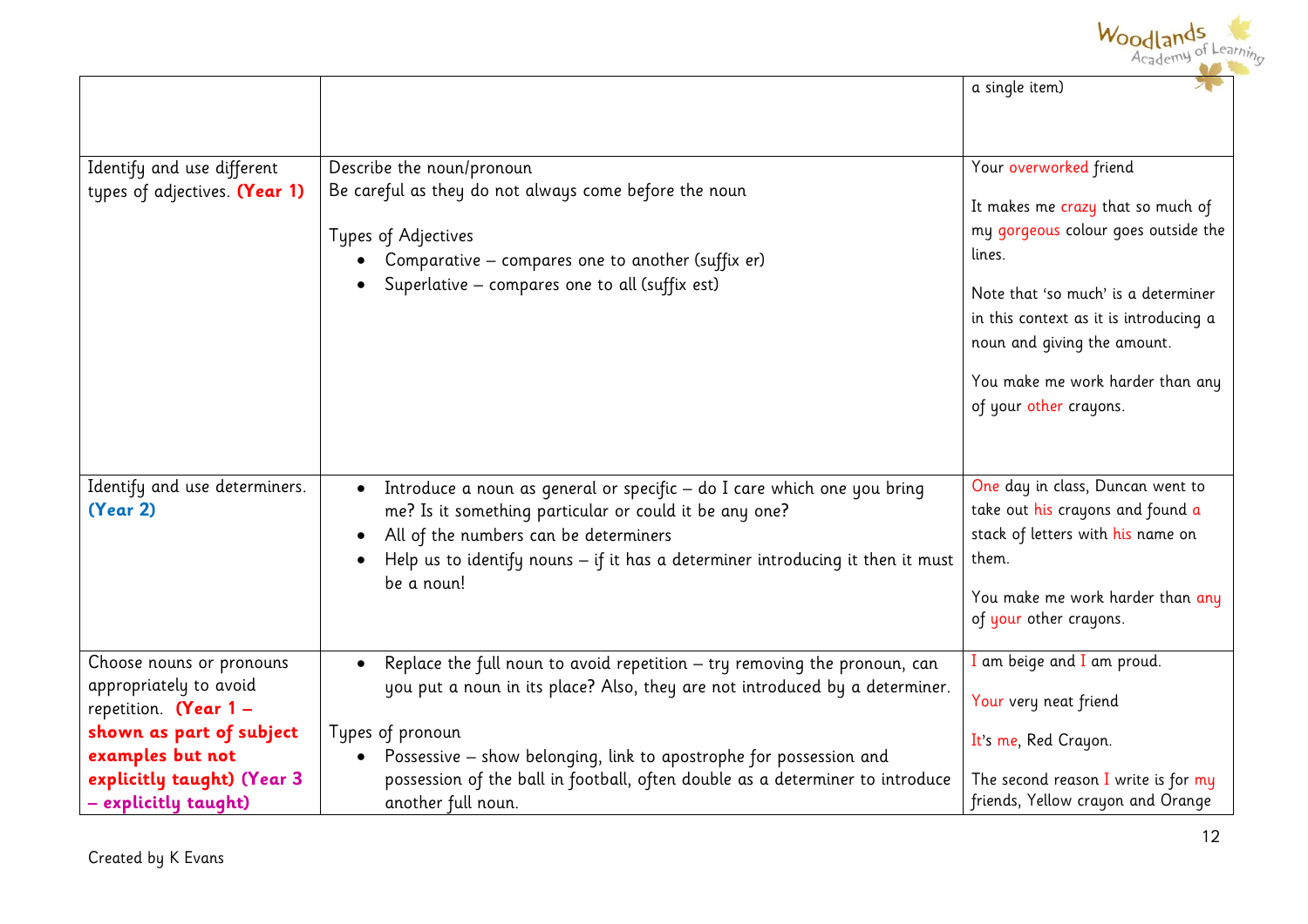| | | |
|---|---|---|
| | | a single item) |
| Identify and use different types of adjectives. **(Year 1)** | Describe the noun/pronoun<br>Be careful as they do not always come before the noun<br><br>Types of Adjectives<br>• Comparative – compares one to another (suffix er)<br>• Superlative – compares one to all (suffix est) | Your overworked friend<br><br>It makes me crazy that so much of my gorgeous colour goes outside the lines.<br><br>Note that 'so much' is a determiner in this context as it is introducing a noun and giving the amount.<br><br>You make me work harder than any of your other crayons. |
| Identify and use determiners. **(Year 2)** | • Introduce a noun as general or specific – do I care which one you bring me? Is it something particular or could it be any one?<br>• All of the numbers can be determiners<br>• Help us to identify nouns – if it has a determiner introducing it then it must be a noun! | One day in class, Duncan went to take out his crayons and found a stack of letters with his name on them.<br><br>You make me work harder than any of your other crayons. |
| Choose nouns or pronouns appropriately to avoid repetition. **(Year 1 – shown as part of subject examples but not explicitly taught) (Year 3 – explicitly taught)** | • Replace the full noun to avoid repetition – try removing the pronoun, can you put a noun in its place? Also, they are not introduced by a determiner.<br><br>Types of pronoun<br>• Possessive – show belonging, link to apostrophe for possession and possession of the ball in football, often double as a determiner to introduce another full noun. | I am beige and I am proud.<br><br>Your very neat friend<br><br>It's me, Red Crayon.<br><br>The second reason I write is for my friends, Yellow crayon and Orange |

Created by K Evans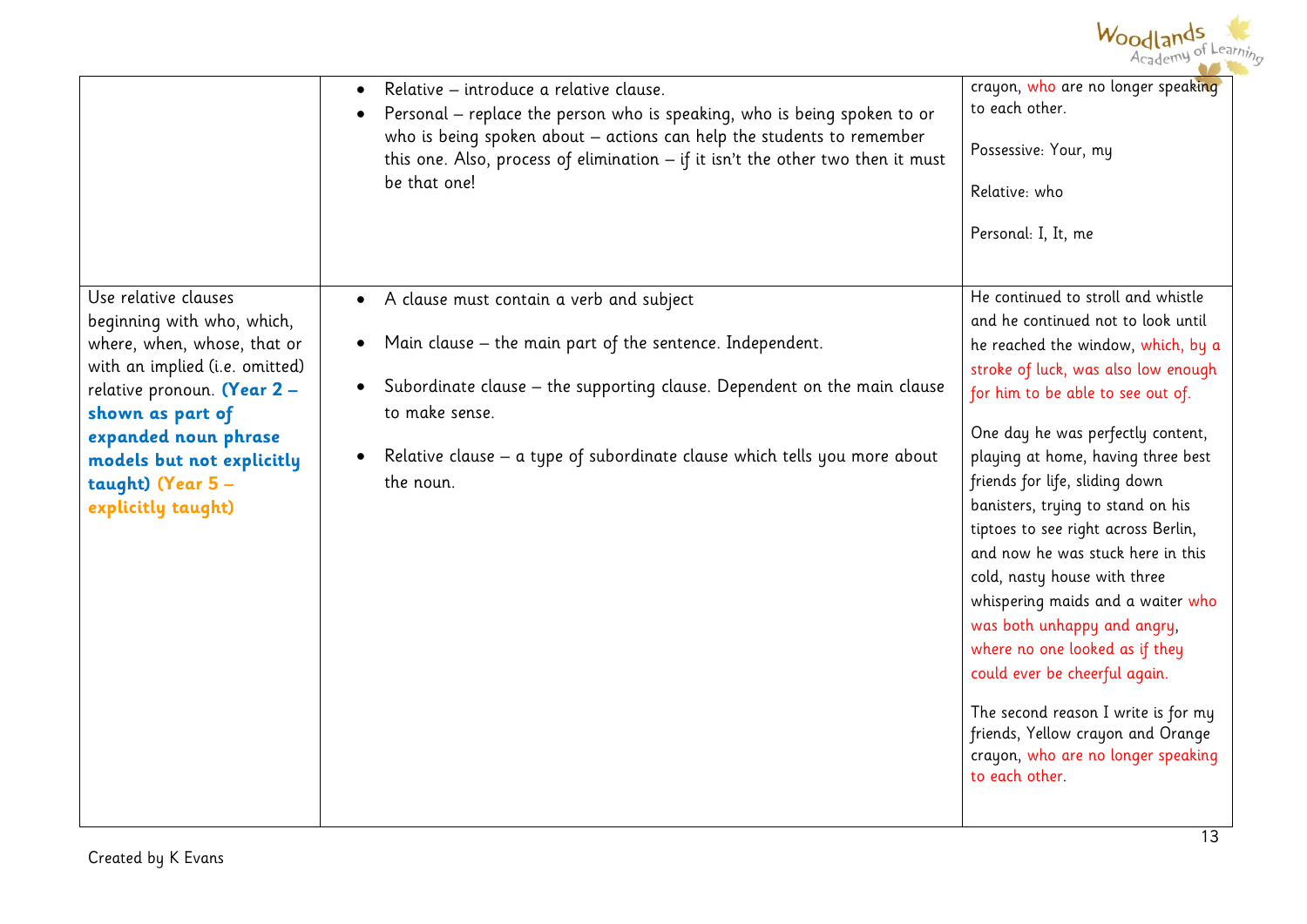| | | |
|---|---|---|
| | • Relative – introduce a relative clause.<br>• Personal – replace the person who is speaking, who is being spoken to or who is being spoken about – actions can help the students to remember this one. Also, process of elimination – if it isn't the other two then it must be that one! | crayon, who are no longer speaking to each other.<br><br>Possessive: Your, my<br><br>Relative: who<br><br>Personal: I, It, me |
| Use relative clauses beginning with who, which, where, when, whose, that or with an implied (i.e. omitted) relative pronoun. **(Year 2 – shown as part of expanded noun phrase models but not explicitly taught)** **(Year 5 – explicitly taught)** | • A clause must contain a verb and subject<br><br>• Main clause – the main part of the sentence. Independent.<br><br>• Subordinate clause – the supporting clause. Dependent on the main clause to make sense.<br><br>• Relative clause – a type of subordinate clause which tells you more about the noun. | He continued to stroll and whistle and he continued not to look until he reached the window, which, by a stroke of luck, was also low enough for him to be able to see out of.<br><br>One day he was perfectly content, playing at home, having three best friends for life, sliding down banisters, trying to stand on his tiptoes to see right across Berlin, and now he was stuck here in this cold, nasty house with three whispering maids and a waiter who was both unhappy and angry, where no one looked as if they could ever be cheerful again.<br><br>The second reason I write is for my friends, Yellow crayon and Orange crayon, who are no longer speaking to each other. |

Created by K Evans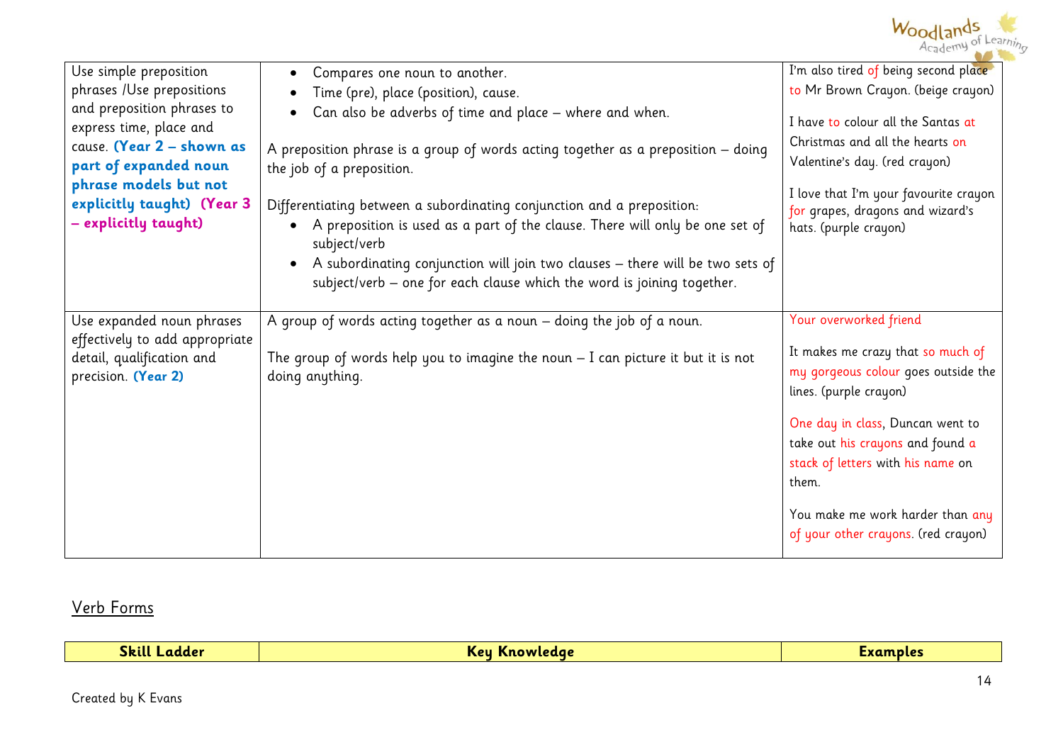| | | |
|---|---|---|
| Use simple preposition phrases /Use prepositions and preposition phrases to express time, place and cause. **(Year 2 – shown as part of expanded noun phrase models but not explicitly taught)** **(Year 3 – explicitly taught)** | • Compares one noun to another.<br>• Time (pre), place (position), cause.<br>• Can also be adverbs of time and place – where and when.<br><br>A preposition phrase is a group of words acting together as a preposition – doing the job of a preposition.<br><br>Differentiating between a subordinating conjunction and a preposition:<br>• A preposition is used as a part of the clause. There will only be one set of subject/verb<br>• A subordinating conjunction will join two clauses – there will be two sets of subject/verb – one for each clause which the word is joining together. | I'm also tired of being second place to Mr Brown Crayon. (beige crayon)<br><br>I have to colour all the Santas at Christmas and all the hearts on Valentine's day. (red crayon)<br><br>I love that I'm your favourite crayon for grapes, dragons and wizard's hats. (purple crayon) |
| Use expanded noun phrases effectively to add appropriate detail, qualification and precision. **(Year 2)** | A group of words acting together as a noun – doing the job of a noun.<br><br>The group of words help you to imagine the noun – I can picture it but it is not doing anything. | Your overworked friend<br><br>It makes me crazy that so much of my gorgeous colour goes outside the lines. (purple crayon)<br><br>One day in class, Duncan went to take out his crayons and found a stack of letters with his name on them.<br><br>You make me work harder than any of your other crayons. (red crayon) |

## Verb Forms

| Skill Ladder | Key Knowledge | Examples |
|---|---|---|

Created by K Evans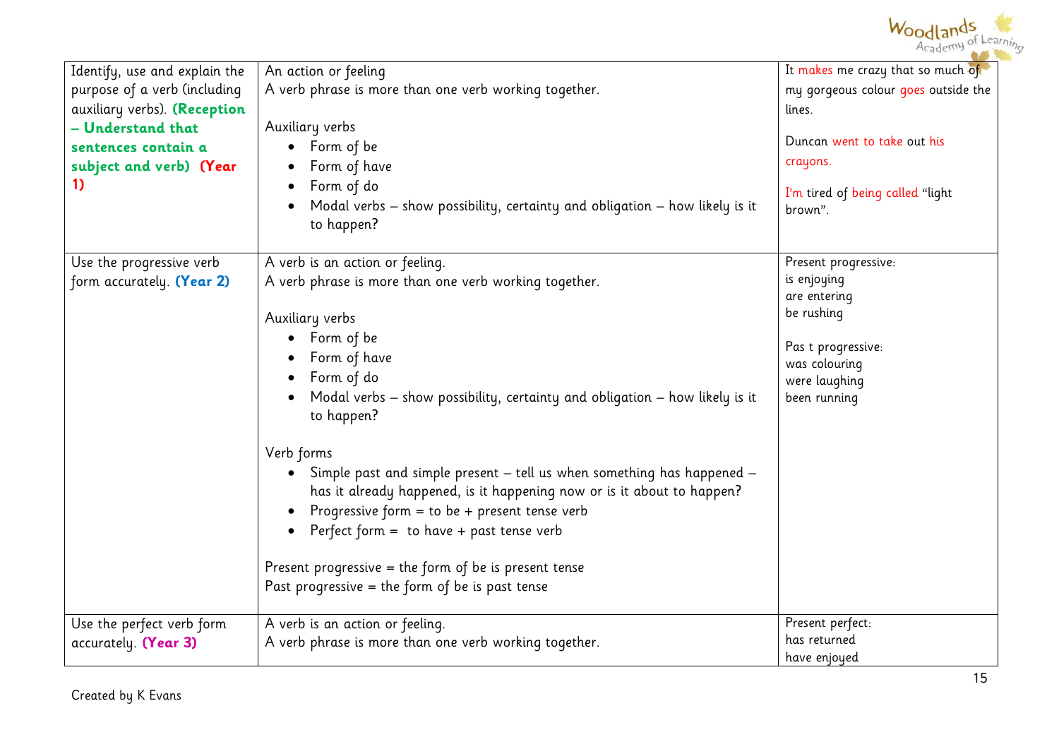| | | |
|---|---|---|
| Identify, use and explain the purpose of a verb (including auxiliary verbs). **(Reception – Understand that sentences contain a subject and verb)** **(Year 1)** | An action or feeling<br>A verb phrase is more than one verb working together.<br><br>Auxiliary verbs<br>• Form of be<br>• Form of have<br>• Form of do<br>• Modal verbs – show possibility, certainty and obligation – how likely is it to happen? | It makes me crazy that so much of my gorgeous colour goes outside the lines.<br><br>Duncan went to take out his crayons.<br><br>I'm tired of being called "light brown". |
| Use the progressive verb form accurately. **(Year 2)** | A verb is an action or feeling.<br>A verb phrase is more than one verb working together.<br><br>Auxiliary verbs<br>• Form of be<br>• Form of have<br>• Form of do<br>• Modal verbs – show possibility, certainty and obligation – how likely is it to happen?<br><br>Verb forms<br>• Simple past and simple present – tell us when something has happened – has it already happened, is it happening now or is it about to happen?<br>• Progressive form = to be + present tense verb<br>• Perfect form = to have + past tense verb<br><br>Present progressive = the form of be is present tense<br>Past progressive = the form of be is past tense | Present progressive:<br>is enjoying<br>are entering<br>be rushing<br><br>Pas t progressive:<br>was colouring<br>were laughing<br>been running |
| Use the perfect verb form accurately. **(Year 3)** | A verb is an action or feeling.<br>A verb phrase is more than one verb working together. | Present perfect:<br>has returned<br>have enjoyed |

Created by K Evans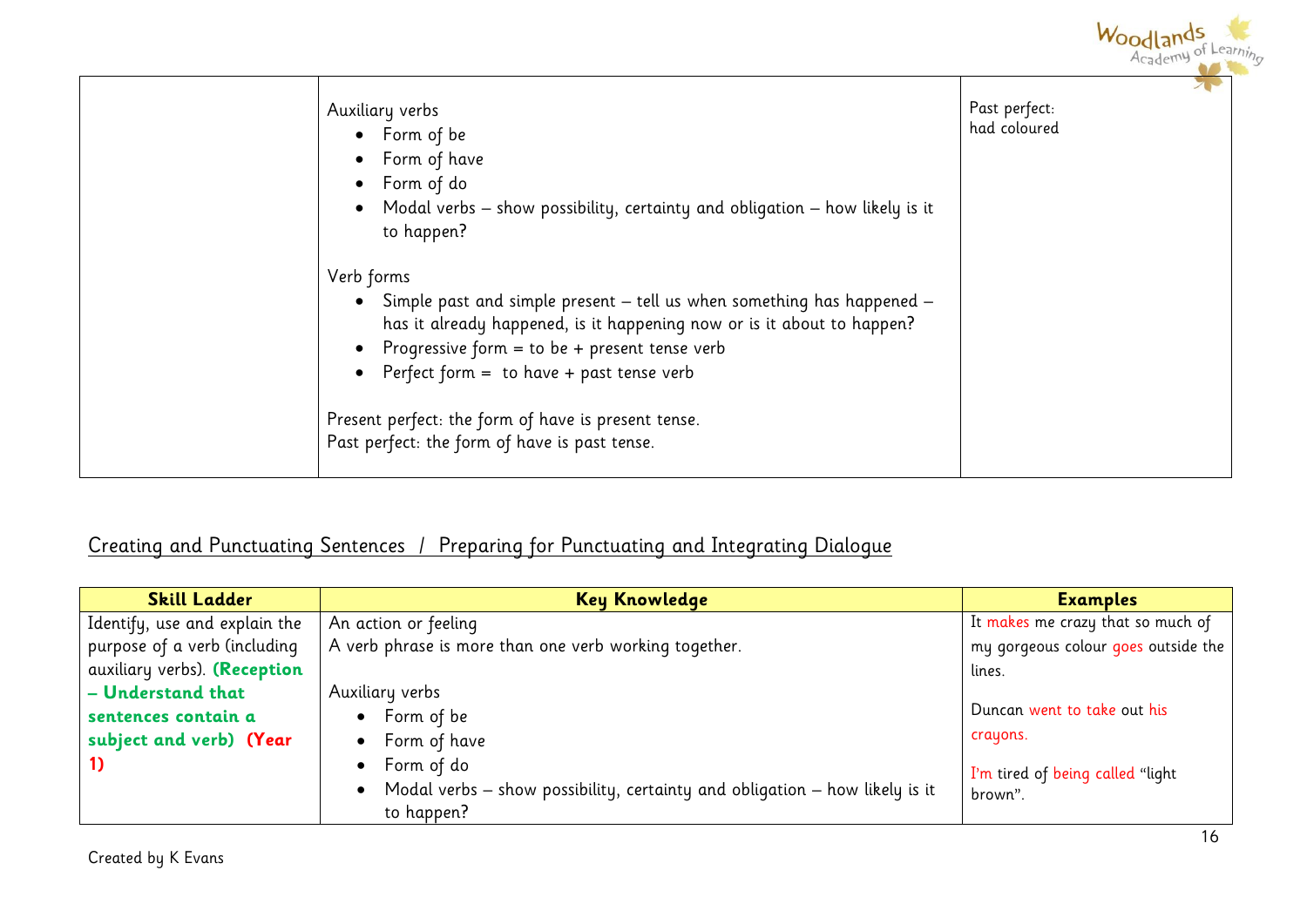| | | |
|---|---|---|
| | Auxiliary verbs<br>• Form of be<br>• Form of have<br>• Form of do<br>• Modal verbs – show possibility, certainty and obligation – how likely is it to happen?<br><br>Verb forms<br>• Simple past and simple present – tell us when something has happened – has it already happened, is it happening now or is it about to happen?<br>• Progressive form = to be + present tense verb<br>• Perfect form = to have + past tense verb<br><br>Present perfect: the form of have is present tense.<br>Past perfect: the form of have is past tense. | Past perfect:<br>had coloured |

## Creating and Punctuating Sentences / Preparing for Punctuating and Integrating Dialogue

| Skill Ladder | Key Knowledge | Examples |
|---|---|---|
| Identify, use and explain the purpose of a verb (including auxiliary verbs). **(Reception – Understand that sentences contain a subject and verb)** **(Year 1)** | An action or feeling<br>A verb phrase is more than one verb working together.<br><br>Auxiliary verbs<br>• Form of be<br>• Form of have<br>• Form of do<br>• Modal verbs – show possibility, certainty and obligation – how likely is it to happen? | It makes me crazy that so much of my gorgeous colour goes outside the lines.<br><br>Duncan went to take out his crayons.<br><br>I'm tired of being called "light brown". |

Created by K Evans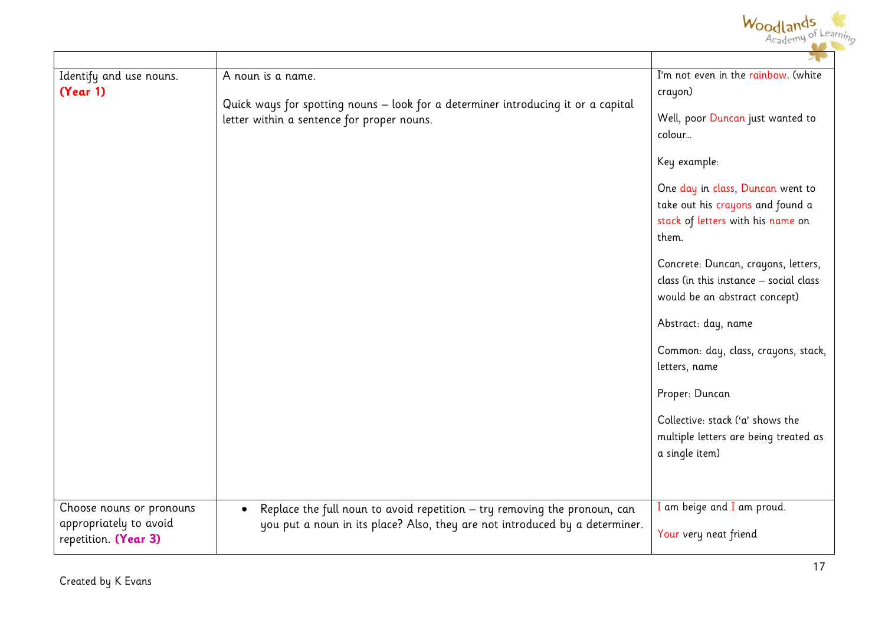| | | |
|---|---|---|
| Identify and use nouns. **(Year 1)** | A noun is a name.<br><br>Quick ways for spotting nouns – look for a determiner introducing it or a capital letter within a sentence for proper nouns. | I'm not even in the rainbow. (white crayon)<br><br>Well, poor Duncan just wanted to colour…<br><br>Key example:<br><br>One day in class, Duncan went to take out his crayons and found a stack of letters with his name on them.<br><br>Concrete: Duncan, crayons, letters, class (in this instance – social class would be an abstract concept)<br><br>Abstract: day, name<br><br>Common: day, class, crayons, stack, letters, name<br><br>Proper: Duncan<br><br>Collective: stack ('a' shows the multiple letters are being treated as a single item) |
| Choose nouns or pronouns appropriately to avoid repetition. **(Year 3)** | • Replace the full noun to avoid repetition – try removing the pronoun, can you put a noun in its place? Also, they are not introduced by a determiner. | I am beige and I am proud.<br><br>Your very neat friend |

Created by K Evans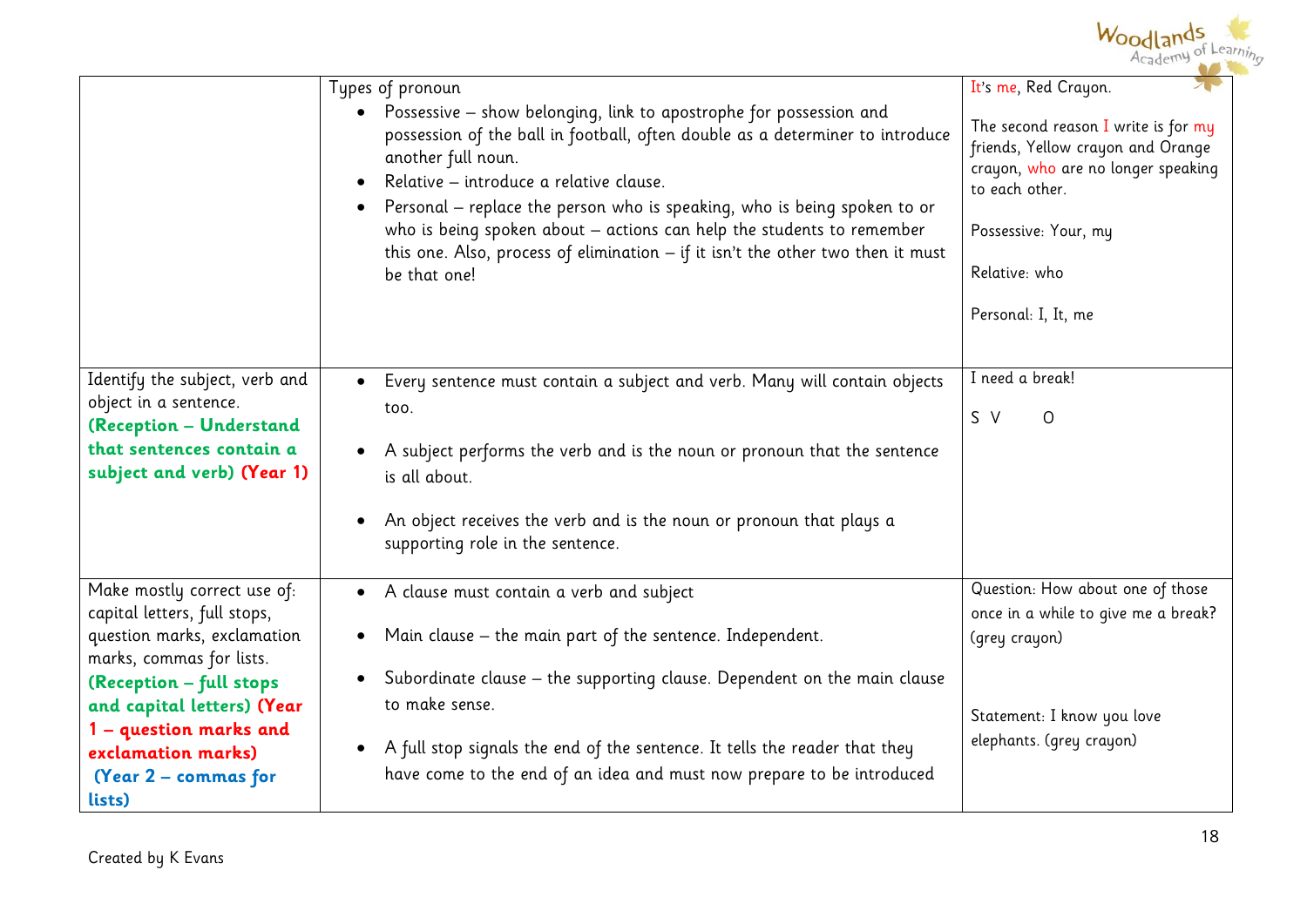| | | |
|---|---|---|
| | Types of pronoun<br>• Possessive – show belonging, link to apostrophe for possession and possession of the ball in football, often double as a determiner to introduce another full noun.<br>• Relative – introduce a relative clause.<br>• Personal – replace the person who is speaking, who is being spoken to or who is being spoken about – actions can help the students to remember this one. Also, process of elimination – if it isn't the other two then it must be that one! | It's me, Red Crayon.<br><br>The second reason I write is for my friends, Yellow crayon and Orange crayon, who are no longer speaking to each other.<br><br>Possessive: Your, my<br><br>Relative: who<br><br>Personal: I, It, me |
| Identify the subject, verb and object in a sentence. **(Reception – Understand that sentences contain a subject and verb)** **(Year 1)** | • Every sentence must contain a subject and verb. Many will contain objects too.<br><br>• A subject performs the verb and is the noun or pronoun that the sentence is all about.<br><br>• An object receives the verb and is the noun or pronoun that plays a supporting role in the sentence. | I need a break!<br><br>S V O |
| Make mostly correct use of: capital letters, full stops, question marks, exclamation marks, commas for lists. **(Reception – full stops and capital letters)** **(Year 1 – question marks and exclamation marks)** **(Year 2 – commas for lists)** | • A clause must contain a verb and subject<br><br>• Main clause – the main part of the sentence. Independent.<br><br>• Subordinate clause – the supporting clause. Dependent on the main clause to make sense.<br><br>• A full stop signals the end of the sentence. It tells the reader that they have come to the end of an idea and must now prepare to be introduced | Question: How about one of those once in a while to give me a break? (grey crayon)<br><br>Statement: I know you love elephants. (grey crayon) |

Created by K Evans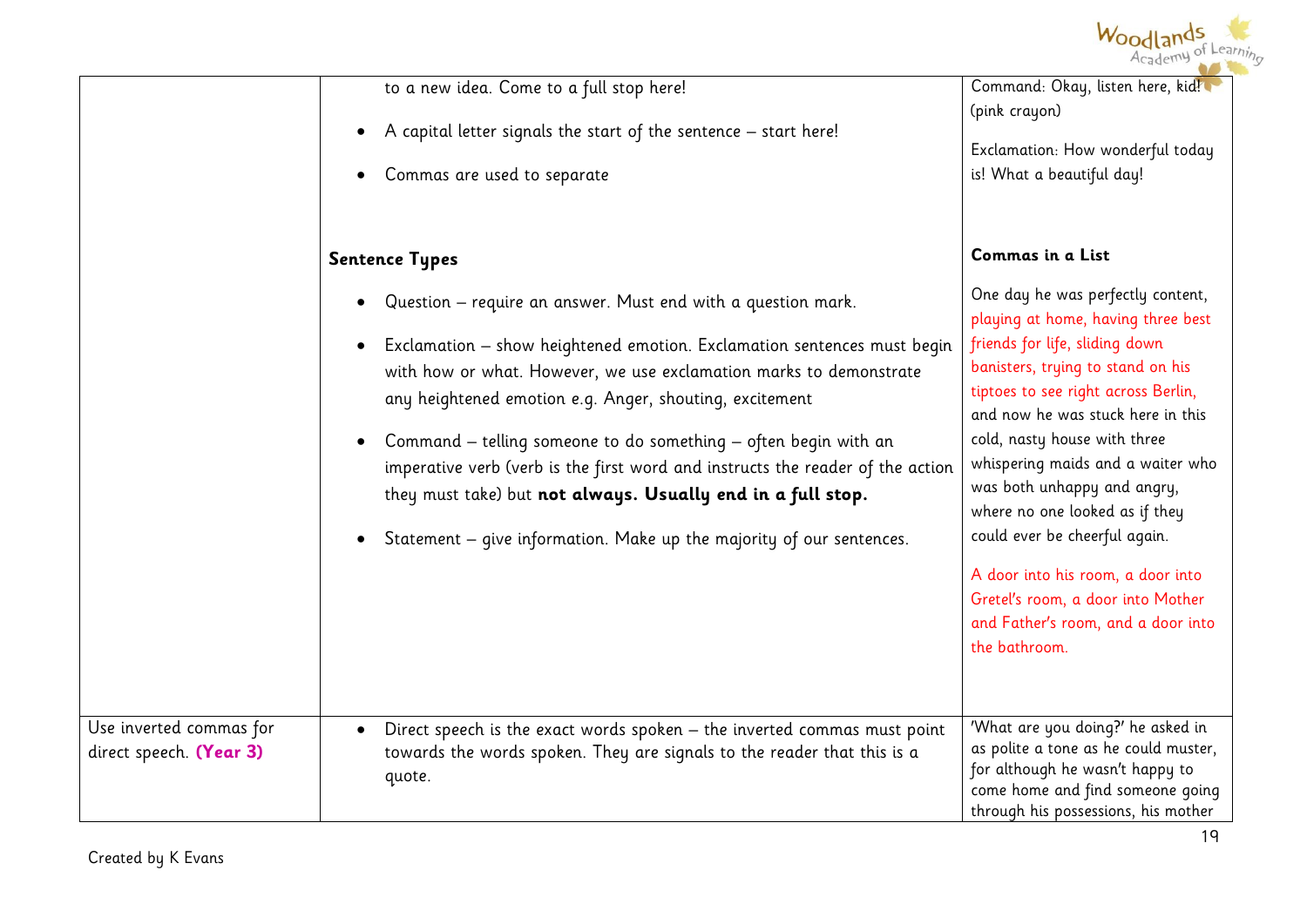| | | |
|---|---|---|
| | • to a new idea. Come to a full stop here!<br>• A capital letter signals the start of the sentence – start here!<br>• Commas are used to separate<br><br>**Sentence Types**<br>• Question – require an answer. Must end with a question mark.<br>• Exclamation – show heightened emotion. Exclamation sentences must begin with how or what. However, we use exclamation marks to demonstrate any heightened emotion e.g. Anger, shouting, excitement<br>• Command – telling someone to do something – often begin with an imperative verb (verb is the first word and instructs the reader of the action they must take) but **not always. Usually end in a full stop.**<br>• Statement – give information. Make up the majority of our sentences. | Command: Okay, listen here, kid! (pink crayon)<br><br>Exclamation: How wonderful today is! What a beautiful day!<br><br>**Commas in a List**<br>One day he was perfectly content, playing at home, having three best friends for life, sliding down banisters, trying to stand on his tiptoes to see right across Berlin, and now he was stuck here in this cold, nasty house with three whispering maids and a waiter who was both unhappy and angry, where no one looked as if they could ever be cheerful again.<br><br>A door into his room, a door into Gretel's room, a door into Mother and Father's room, and a door into the bathroom. |
| Use inverted commas for direct speech. **(Year 3)** | • Direct speech is the exact words spoken – the inverted commas must point towards the words spoken. They are signals to the reader that this is a quote. | 'What are you doing?' he asked in as polite a tone as he could muster, for although he wasn't happy to come home and find someone going through his possessions, his mother |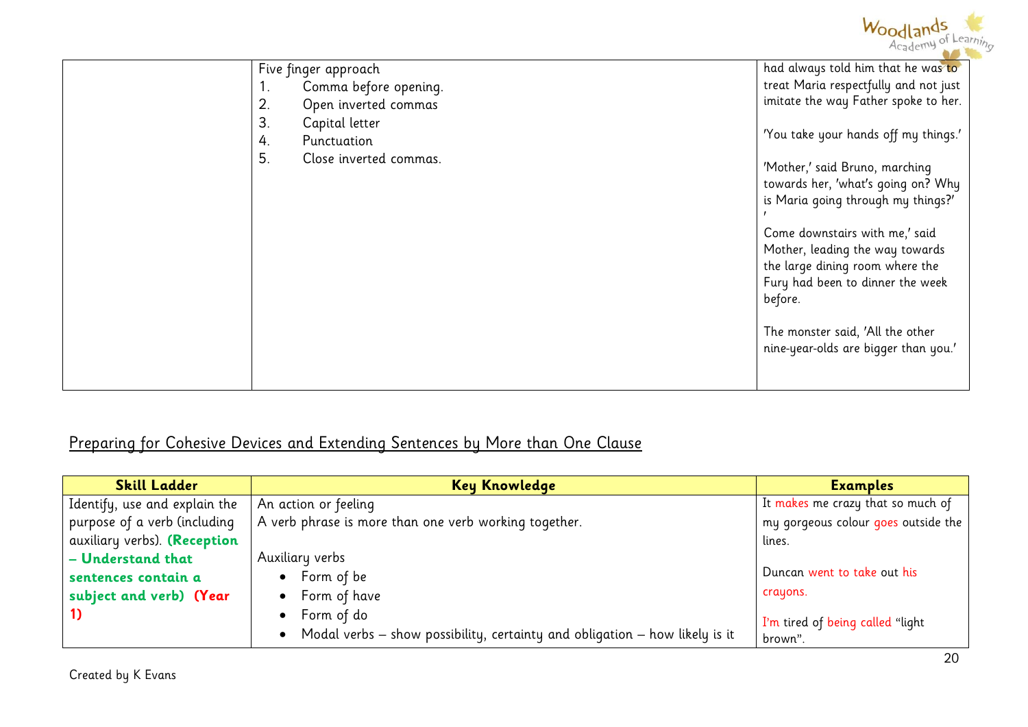| | | |
|---|---|---|
| | Five finger approach<br>1. Comma before opening.<br>2. Open inverted commas<br>3. Capital letter<br>4. Punctuation<br>5. Close inverted commas. | had always told him that he was to treat Maria respectfully and not just imitate the way Father spoke to her.<br><br>'You take your hands off my things.'<br><br>'Mother,' said Bruno, marching towards her, 'what's going on? Why is Maria going through my things?'<br>'<br>Come downstairs with me,' said Mother, leading the way towards the large dining room where the Fury had been to dinner the week before.<br><br>The monster said, 'All the other nine-year-olds are bigger than you.' |

## Preparing for Cohesive Devices and Extending Sentences by More than One Clause

| Skill Ladder | Key Knowledge | Examples |
|---|---|---|
| Identify, use and explain the purpose of a verb (including auxiliary verbs). **(Reception – Understand that sentences contain a subject and verb)** **(Year 1)** | An action or feeling<br>A verb phrase is more than one verb working together.<br><br>Auxiliary verbs<br>• Form of be<br>• Form of have<br>• Form of do<br>• Modal verbs – show possibility, certainty and obligation – how likely is it | It makes me crazy that so much of my gorgeous colour goes outside the lines.<br><br>Duncan went to take out his crayons.<br><br>I'm tired of being called "light brown". |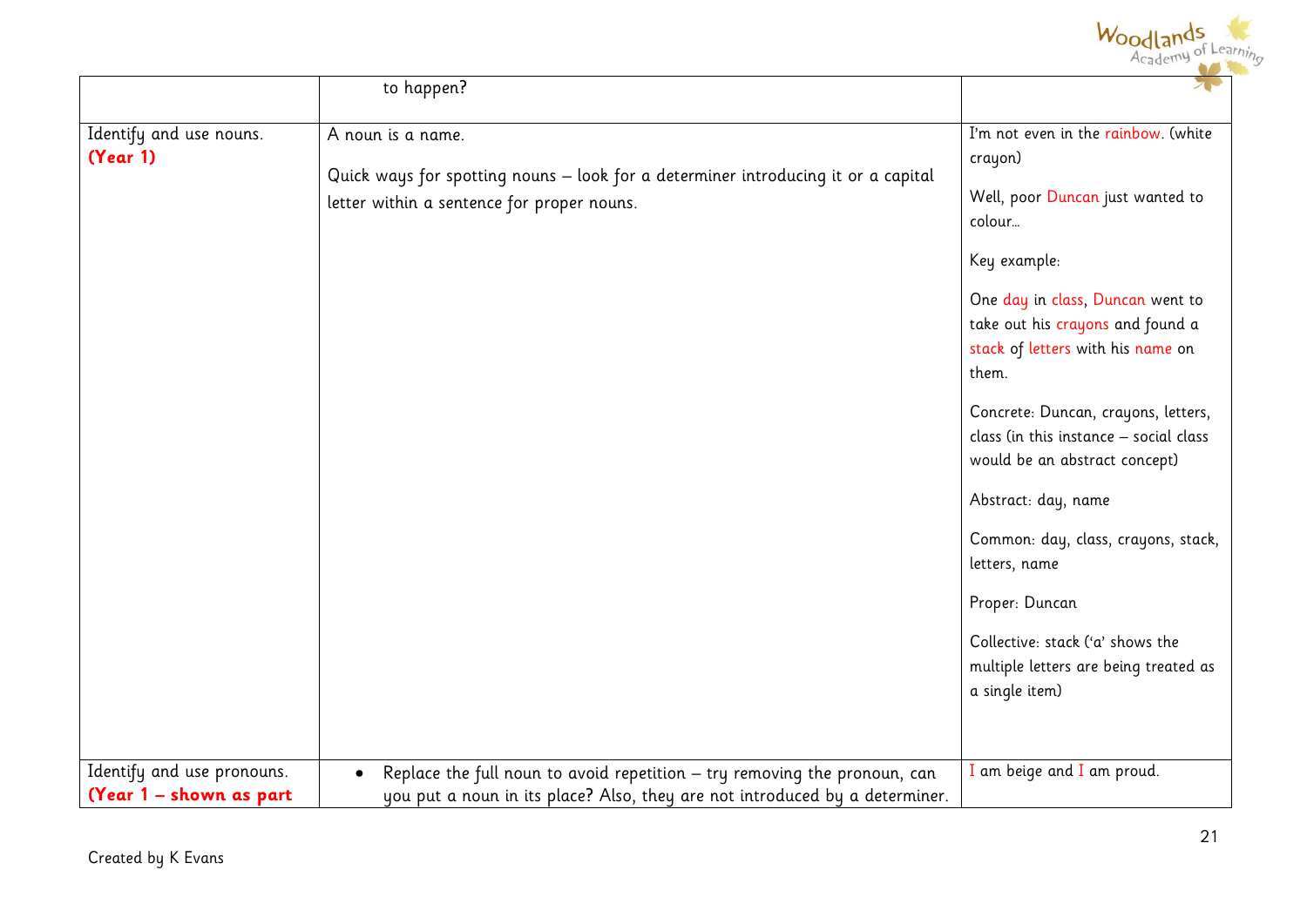| | | |
|---|---|---|
| | to happen? | |
| Identify and use nouns. **(Year 1)** | A noun is a name.<br><br>Quick ways for spotting nouns – look for a determiner introducing it or a capital letter within a sentence for proper nouns. | I'm not even in the rainbow. (white crayon)<br><br>Well, poor Duncan just wanted to colour…<br><br>Key example:<br><br>One day in class, Duncan went to take out his crayons and found a stack of letters with his name on them.<br><br>Concrete: Duncan, crayons, letters, class (in this instance – social class would be an abstract concept)<br><br>Abstract: day, name<br><br>Common: day, class, crayons, stack, letters, name<br><br>Proper: Duncan<br><br>Collective: stack ('a' shows the multiple letters are being treated as a single item) |
| Identify and use pronouns. **(Year 1 – shown as part** | • Replace the full noun to avoid repetition – try removing the pronoun, can you put a noun in its place? Also, they are not introduced by a determiner. | I am beige and I am proud. |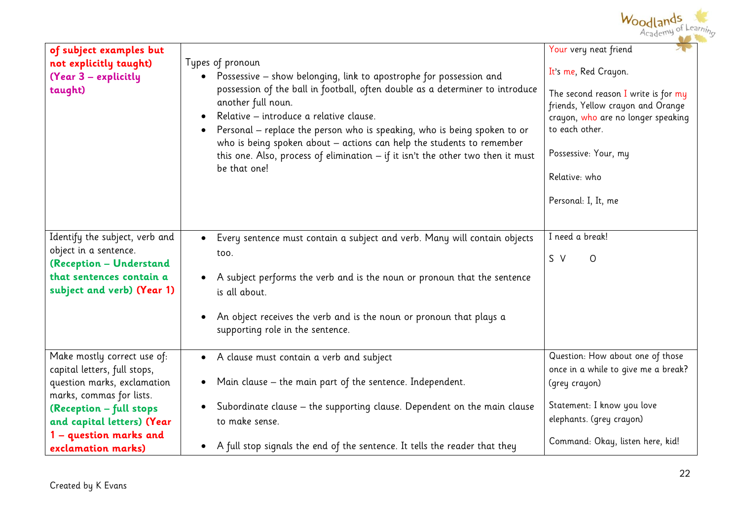| | | |
|---|---|---|
| **of subject examples but not explicitly taught) (Year 3 – explicitly taught)** | Types of pronoun<br>• Possessive – show belonging, link to apostrophe for possession and possession of the ball in football, often double as a determiner to introduce another full noun.<br>• Relative – introduce a relative clause.<br>• Personal – replace the person who is speaking, who is being spoken to or who is being spoken about – actions can help the students to remember this one. Also, process of elimination – if it isn't the other two then it must be that one! | Your very neat friend<br><br>It's me, Red Crayon.<br><br>The second reason I write is for my friends, Yellow crayon and Orange crayon, who are no longer speaking to each other.<br><br>Possessive: Your, my<br><br>Relative: who<br><br>Personal: I, It, me |
| Identify the subject, verb and object in a sentence. **(Reception – Understand that sentences contain a subject and verb) (Year 1)** | • Every sentence must contain a subject and verb. Many will contain objects too.<br><br>• A subject performs the verb and is the noun or pronoun that the sentence is all about.<br><br>• An object receives the verb and is the noun or pronoun that plays a supporting role in the sentence. | I need a break!<br><br>S V O |
| Make mostly correct use of: capital letters, full stops, question marks, exclamation marks, commas for lists. **(Reception – full stops and capital letters) (Year 1 – question marks and exclamation marks)** | • A clause must contain a verb and subject<br><br>• Main clause – the main part of the sentence. Independent.<br><br>• Subordinate clause – the supporting clause. Dependent on the main clause to make sense.<br><br>• A full stop signals the end of the sentence. It tells the reader that they | Question: How about one of those once in a while to give me a break? (grey crayon)<br><br>Statement: I know you love elephants. (grey crayon)<br><br>Command: Okay, listen here, kid! |

Created by K Evans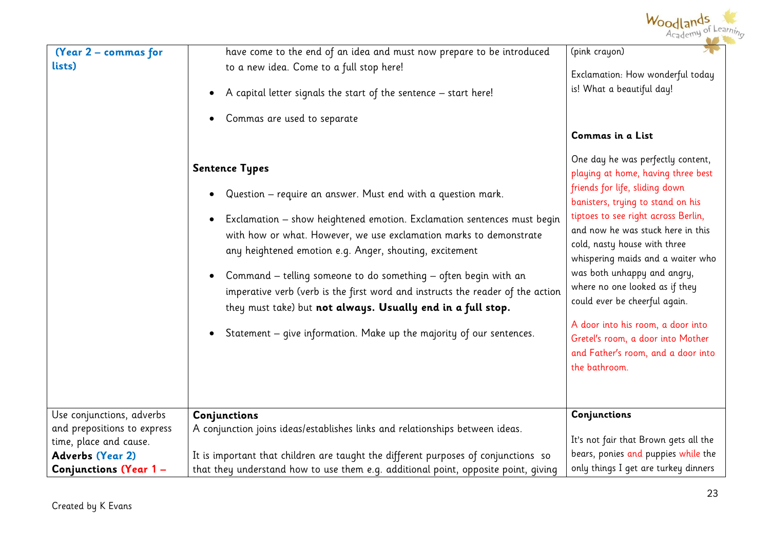| | | |
|---|---|---|
| **(Year 2 – commas for lists)** | have come to the end of an idea and must now prepare to be introduced to a new idea. Come to a full stop here!<br><br>• A capital letter signals the start of the sentence – start here!<br><br>• Commas are used to separate<br><br>**Sentence Types**<br><br>• Question – require an answer. Must end with a question mark.<br><br>• Exclamation – show heightened emotion. Exclamation sentences must begin with how or what. However, we use exclamation marks to demonstrate any heightened emotion e.g. Anger, shouting, excitement<br><br>• Command – telling someone to do something – often begin with an imperative verb (verb is the first word and instructs the reader of the action they must take) but **not always. Usually end in a full stop.**<br><br>• Statement – give information. Make up the majority of our sentences. | (pink crayon)<br><br>Exclamation: How wonderful today is! What a beautiful day!<br><br>**Commas in a List**<br><br>One day he was perfectly content, playing at home, having three best friends for life, sliding down banisters, trying to stand on his tiptoes to see right across Berlin, and now he was stuck here in this cold, nasty house with three whispering maids and a waiter who was both unhappy and angry, where no one looked as if they could ever be cheerful again.<br><br>A door into his room, a door into Gretel's room, a door into Mother and Father's room, and a door into the bathroom. |
| Use conjunctions, adverbs and prepositions to express time, place and cause.<br>**Adverbs (Year 2)**<br>**Conjunctions (Year 1 –** | **Conjunctions**<br>A conjunction joins ideas/establishes links and relationships between ideas.<br><br>It is important that children are taught the different purposes of conjunctions so that they understand how to use them e.g. additional point, opposite point, giving | **Conjunctions**<br><br>It's not fair that Brown gets all the bears, ponies and puppies while the only things I get are turkey dinners |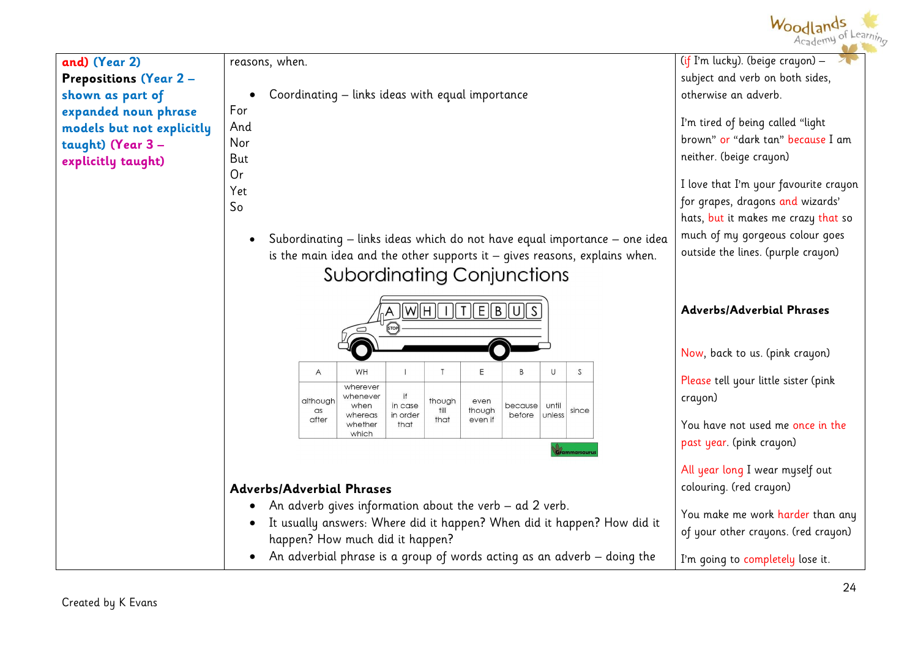| | | |
|---|---|---|
| **and) (Year 2)**<br>**Prepositions (Year 2 – shown as part of expanded noun phrase models but not explicitly taught) (Year 3 – explicitly taught)** | reasons, when.<br><br>• Coordinating – links ideas with equal importance<br>For<br>And<br>Nor<br>But<br>Or<br>Yet<br>So<br><br>• Subordinating – links ideas which do not have equal importance – one idea is the main idea and the other supports it – gives reasons, explains when. | (if I'm lucky). (beige crayon) – subject and verb on both sides, otherwise an adverb.<br><br>I'm tired of being called "light brown" or "dark tan" because I am neither. (beige crayon)<br><br>I love that I'm your favourite crayon for grapes, dragons and wizards' hats, but it makes me crazy that so much of my gorgeous colour goes outside the lines. (purple crayon) |

Subordinating Conjunctions

A WHITE BUS

| A | WH | I | T | E | B | U | S |
|---|---|---|---|---|---|---|---|
| although<br>as<br>after | wherever<br>whenever<br>when<br>whereas<br>whether<br>which | if<br>in case<br>in order that | though<br>till<br>that | even though<br>even if | because<br>before | until<br>unless | since |

Grammarsaurus

**Adverbs/Adverbial Phrases**

- An adverb gives information about the verb – ad 2 verb.
- It usually answers: Where did it happen? When did it happen? How did it happen? How much did it happen?
- An adverbial phrase is a group of words acting as an adverb – doing the

**Adverbs/Adverbial Phrases**

Now, back to us. (pink crayon)

Please tell your little sister (pink crayon)

You have not used me once in the past year. (pink crayon)

All year long I wear myself out colouring. (red crayon)

You make me work harder than any of your other crayons. (red crayon)

I'm going to completely lose it.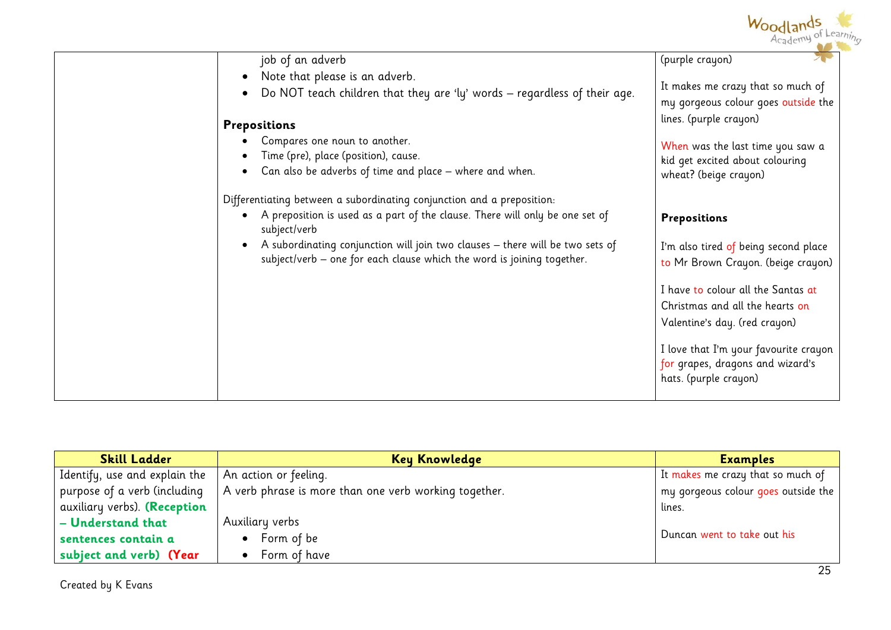| | | |
|---|---|---|
| | job of an adverb<br>• Note that please is an adverb.<br>• Do NOT teach children that they are 'ly' words – regardless of their age.<br><br>**Prepositions**<br>• Compares one noun to another.<br>• Time (pre), place (position), cause.<br>• Can also be adverbs of time and place – where and when.<br><br>Differentiating between a subordinating conjunction and a preposition:<br>• A preposition is used as a part of the clause. There will only be one set of subject/verb<br>• A subordinating conjunction will join two clauses – there will be two sets of subject/verb – one for each clause which the word is joining together. | (purple crayon)<br><br>It makes me crazy that so much of my gorgeous colour goes outside the lines. (purple crayon)<br><br>When was the last time you saw a kid get excited about colouring wheat? (beige crayon)<br><br>**Prepositions**<br><br>I'm also tired of being second place to Mr Brown Crayon. (beige crayon)<br><br>I have to colour all the Santas at Christmas and all the hearts on Valentine's day. (red crayon)<br><br>I love that I'm your favourite crayon for grapes, dragons and wizard's hats. (purple crayon) |

| Skill Ladder | Key Knowledge | Examples |
|---|---|---|
| Identify, use and explain the purpose of a verb (including auxiliary verbs). **(Reception – Understand that sentences contain a subject and verb)** **(Year** | An action or feeling.<br>A verb phrase is more than one verb working together.<br><br>Auxiliary verbs<br>• Form of be<br>• Form of have | It makes me crazy that so much of my gorgeous colour goes outside the lines.<br><br>Duncan went to take out his |

Created by K Evans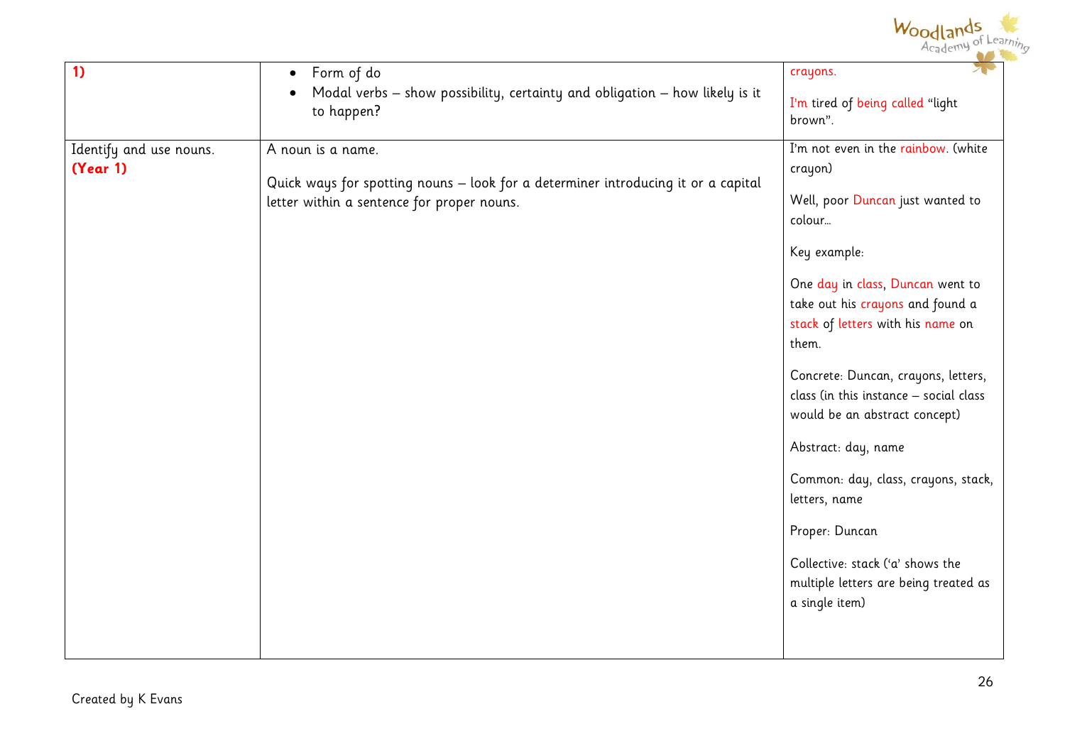| | | |
|---|---|---|
| **1)** | • Form of do<br>• Modal verbs – show possibility, certainty and obligation – how likely is it to happen? | crayons.<br><br>I'm tired of being called "light brown". |
| Identify and use nouns. **(Year 1)** | A noun is a name.<br><br>Quick ways for spotting nouns – look for a determiner introducing it or a capital letter within a sentence for proper nouns. | I'm not even in the rainbow. (white crayon)<br><br>Well, poor Duncan just wanted to colour…<br><br>Key example:<br><br>One day in class, Duncan went to take out his crayons and found a stack of letters with his name on them.<br><br>Concrete: Duncan, crayons, letters, class (in this instance – social class would be an abstract concept)<br><br>Abstract: day, name<br><br>Common: day, class, crayons, stack, letters, name<br><br>Proper: Duncan<br><br>Collective: stack ('a' shows the multiple letters are being treated as a single item) |

Created by K Evans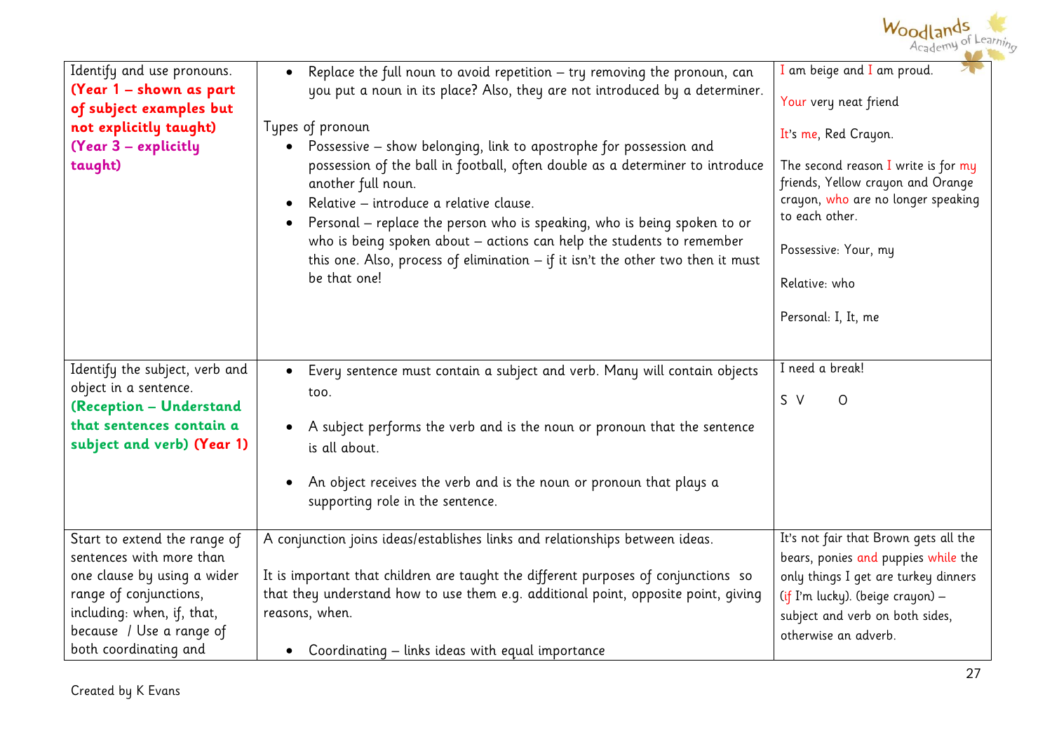| | | |
|---|---|---|
| Identify and use pronouns. **(Year 1 – shown as part of subject examples but not explicitly taught)** **(Year 3 – explicitly taught)** | • Replace the full noun to avoid repetition – try removing the pronoun, can you put a noun in its place? Also, they are not introduced by a determiner.<br><br>Types of pronoun<br>• Possessive – show belonging, link to apostrophe for possession and possession of the ball in football, often double as a determiner to introduce another full noun.<br>• Relative – introduce a relative clause.<br>• Personal – replace the person who is speaking, who is being spoken to or who is being spoken about – actions can help the students to remember this one. Also, process of elimination – if it isn't the other two then it must be that one! | I am beige and I am proud.<br><br>Your very neat friend<br><br>It's me, Red Crayon.<br><br>The second reason I write is for my friends, Yellow crayon and Orange crayon, who are no longer speaking to each other.<br><br>Possessive: Your, my<br><br>Relative: who<br><br>Personal: I, It, me |
| Identify the subject, verb and object in a sentence. **(Reception – Understand that sentences contain a subject and verb)** **(Year 1)** | • Every sentence must contain a subject and verb. Many will contain objects too.<br><br>• A subject performs the verb and is the noun or pronoun that the sentence is all about.<br><br>• An object receives the verb and is the noun or pronoun that plays a supporting role in the sentence. | I need a break!<br><br>S V O |
| Start to extend the range of sentences with more than one clause by using a wider range of conjunctions, including: when, if, that, because / Use a range of both coordinating and | A conjunction joins ideas/establishes links and relationships between ideas.<br><br>It is important that children are taught the different purposes of conjunctions so that they understand how to use them e.g. additional point, opposite point, giving reasons, when.<br><br>• Coordinating – links ideas with equal importance | It's not fair that Brown gets all the bears, ponies and puppies while the only things I get are turkey dinners (if I'm lucky). (beige crayon) – subject and verb on both sides, otherwise an adverb. |

Created by K Evans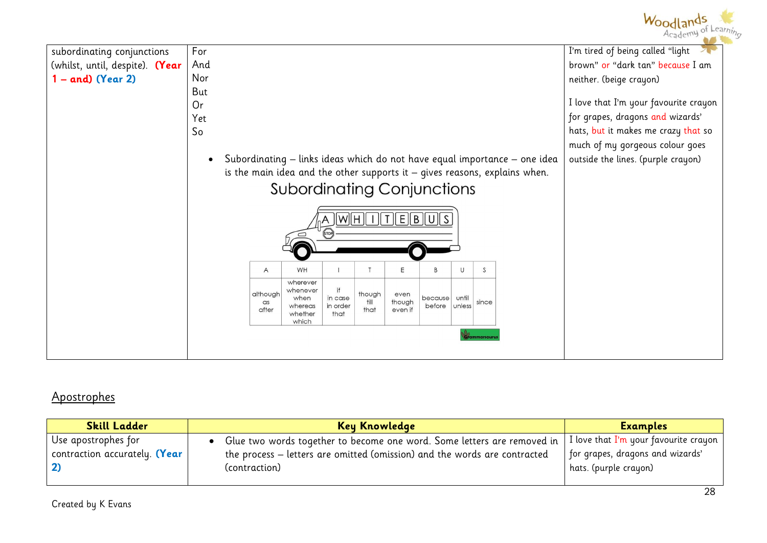| subordinating conjunctions (whilst, until, despite). **(Year 1 – and) (Year 2)** | For<br>And<br>Nor<br>But<br>Or<br>Yet<br>So<br><br>• Subordinating – links ideas which do not have equal importance – one idea is the main idea and the other supports it – gives reasons, explains when.<br><br>**Subordinating Conjunctions**<br><br>A WHITE BUS<br><br>A: although, as, after<br>WH: wherever, whenever, when, whereas, whether, which<br>I: if, in case, in order that<br>T: though, till, that<br>E: even though, even if<br>B: because, before<br>U: until, unless<br>S: since<br><br>Grammarsaurus | I'm tired of being called "light brown" or "dark tan" because I am neither. (beige crayon)<br><br>I love that I'm your favourite crayon for grapes, dragons and wizards' hats, but it makes me crazy that so much of my gorgeous colour goes outside the lines. (purple crayon) |
|---|---|---|

## Apostrophes

| Skill Ladder | Key Knowledge | Examples |
|---|---|---|
| Use apostrophes for contraction accurately. **(Year 2)** | • Glue two words together to become one word. Some letters are removed in the process – letters are omitted (omission) and the words are contracted (contraction) | I love that I'm your favourite crayon for grapes, dragons and wizards' hats. (purple crayon) |

Created by K Evans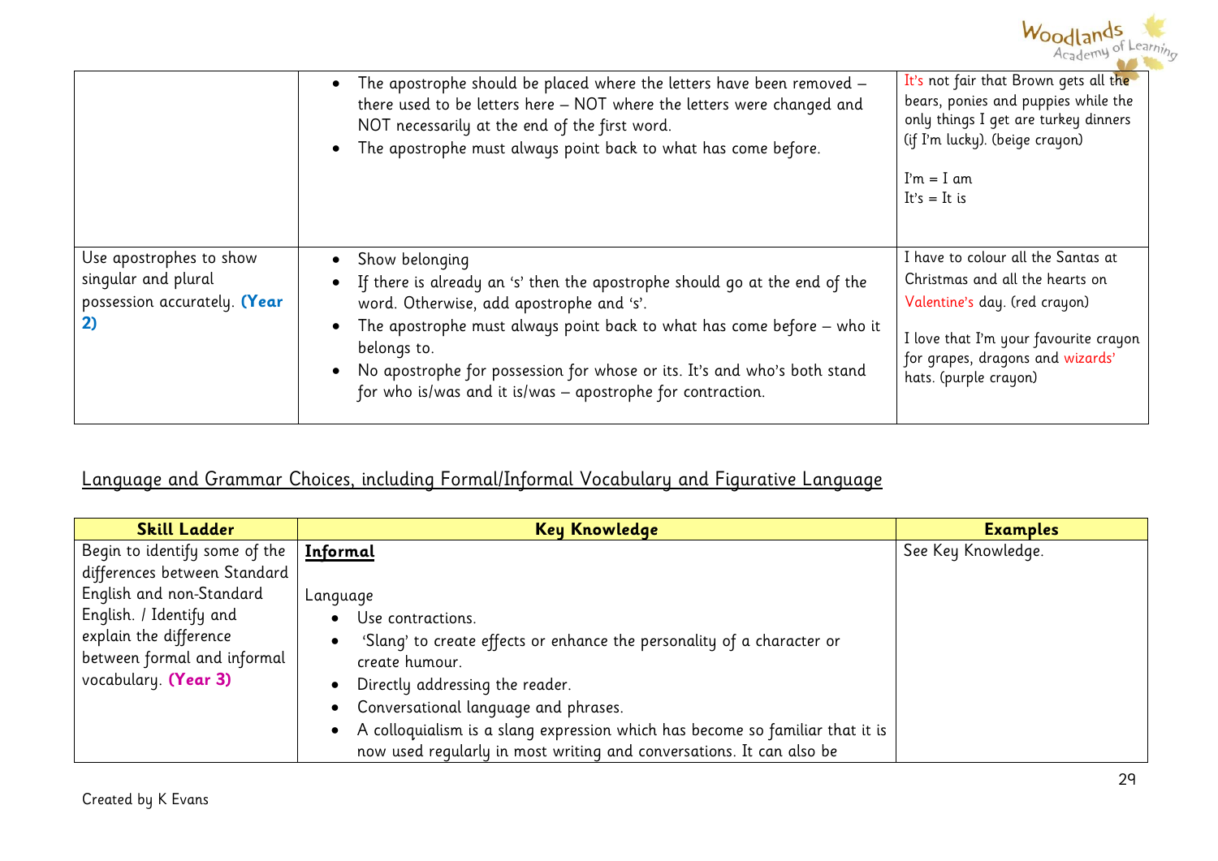| | | |
|---|---|---|
| | • The apostrophe should be placed where the letters have been removed – there used to be letters here – NOT where the letters were changed and NOT necessarily at the end of the first word.<br>• The apostrophe must always point back to what has come before. | It's not fair that Brown gets all the bears, ponies and puppies while the only things I get are turkey dinners (if I'm lucky). (beige crayon)<br><br>I'm = I am<br>It's = It is |
| Use apostrophes to show singular and plural possession accurately. **(Year 2)** | • Show belonging<br>• If there is already an 's' then the apostrophe should go at the end of the word. Otherwise, add apostrophe and 's'.<br>• The apostrophe must always point back to what has come before – who it belongs to.<br>• No apostrophe for possession for whose or its. It's and who's both stand for who is/was and it is/was – apostrophe for contraction. | I have to colour all the Santas at Christmas and all the hearts on Valentine's day. (red crayon)<br><br>I love that I'm your favourite crayon for grapes, dragons and wizards' hats. (purple crayon) |

## Language and Grammar Choices, including Formal/Informal Vocabulary and Figurative Language

| Skill Ladder | Key Knowledge | Examples |
|---|---|---|
| Begin to identify some of the differences between Standard English and non-Standard English. / Identify and explain the difference between formal and informal vocabulary. **(Year 3)** | **Informal**<br><br>Language<br>• Use contractions.<br>• 'Slang' to create effects or enhance the personality of a character or create humour.<br>• Directly addressing the reader.<br>• Conversational language and phrases.<br>• A colloquialism is a slang expression which has become so familiar that it is now used regularly in most writing and conversations. It can also be | See Key Knowledge. |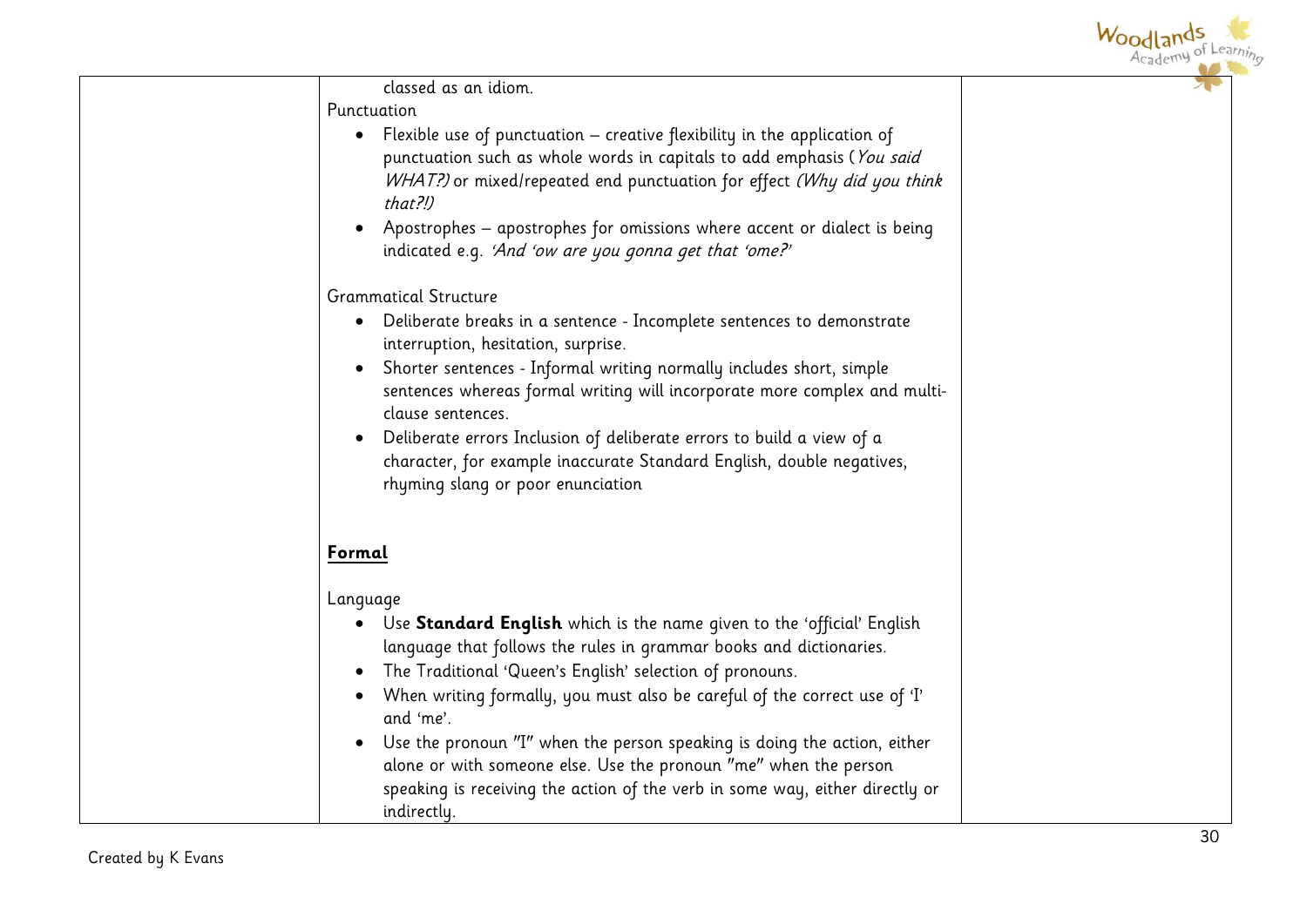| | | |
|---|---|---|
| | classed as an idiom.<br>Punctuation<br>• Flexible use of punctuation – creative flexibility in the application of punctuation such as whole words in capitals to add emphasis (*You said WHAT?)* or mixed/repeated end punctuation for effect *(Why did you think that?!)*<br>• Apostrophes – apostrophes for omissions where accent or dialect is being indicated e.g. *'And 'ow are you gonna get that 'ome?'*<br><br>Grammatical Structure<br>• Deliberate breaks in a sentence - Incomplete sentences to demonstrate interruption, hesitation, surprise.<br>• Shorter sentences - Informal writing normally includes short, simple sentences whereas formal writing will incorporate more complex and multi-clause sentences.<br>• Deliberate errors Inclusion of deliberate errors to build a view of a character, for example inaccurate Standard English, double negatives, rhyming slang or poor enunciation<br><br>**Formal**<br><br>Language<br>• Use **Standard English** which is the name given to the 'official' English language that follows the rules in grammar books and dictionaries.<br>• The Traditional 'Queen's English' selection of pronouns.<br>• When writing formally, you must also be careful of the correct use of 'I' and 'me'.<br>• Use the pronoun "I" when the person speaking is doing the action, either alone or with someone else. Use the pronoun "me" when the person speaking is receiving the action of the verb in some way, either directly or indirectly. | |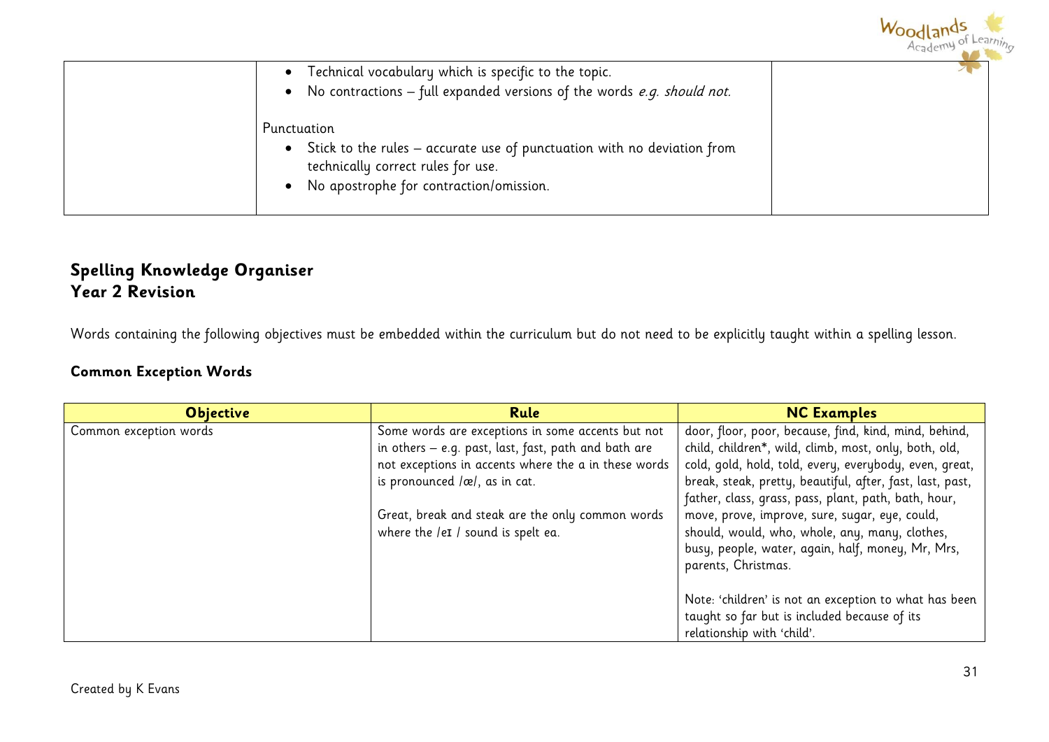|  | • Technical vocabulary which is specific to the topic.<br>• No contractions – full expanded versions of the words *e.g. should not.*<br><br>Punctuation<br>• Stick to the rules – accurate use of punctuation with no deviation from technically correct rules for use.<br>• No apostrophe for contraction/omission. |  |
|---|---|---|

## Spelling Knowledge Organiser
## Year 2 Revision

Words containing the following objectives must be embedded within the curriculum but do not need to be explicitly taught within a spelling lesson.

### Common Exception Words

| Objective | Rule | NC Examples |
|---|---|---|
| Common exception words | Some words are exceptions in some accents but not in others – e.g. past, last, fast, path and bath are not exceptions in accents where the a in these words is pronounced /æ/, as in cat.<br><br>Great, break and steak are the only common words where the /eɪ / sound is spelt ea. | door, floor, poor, because, find, kind, mind, behind, child, children*, wild, climb, most, only, both, old, cold, gold, hold, told, every, everybody, even, great, break, steak, pretty, beautiful, after, fast, last, past, father, class, grass, pass, plant, path, bath, hour, move, prove, improve, sure, sugar, eye, could, should, would, who, whole, any, many, clothes, busy, people, water, again, half, money, Mr, Mrs, parents, Christmas.<br><br>Note: 'children' is not an exception to what has been taught so far but is included because of its relationship with 'child'. |

Created by K Evans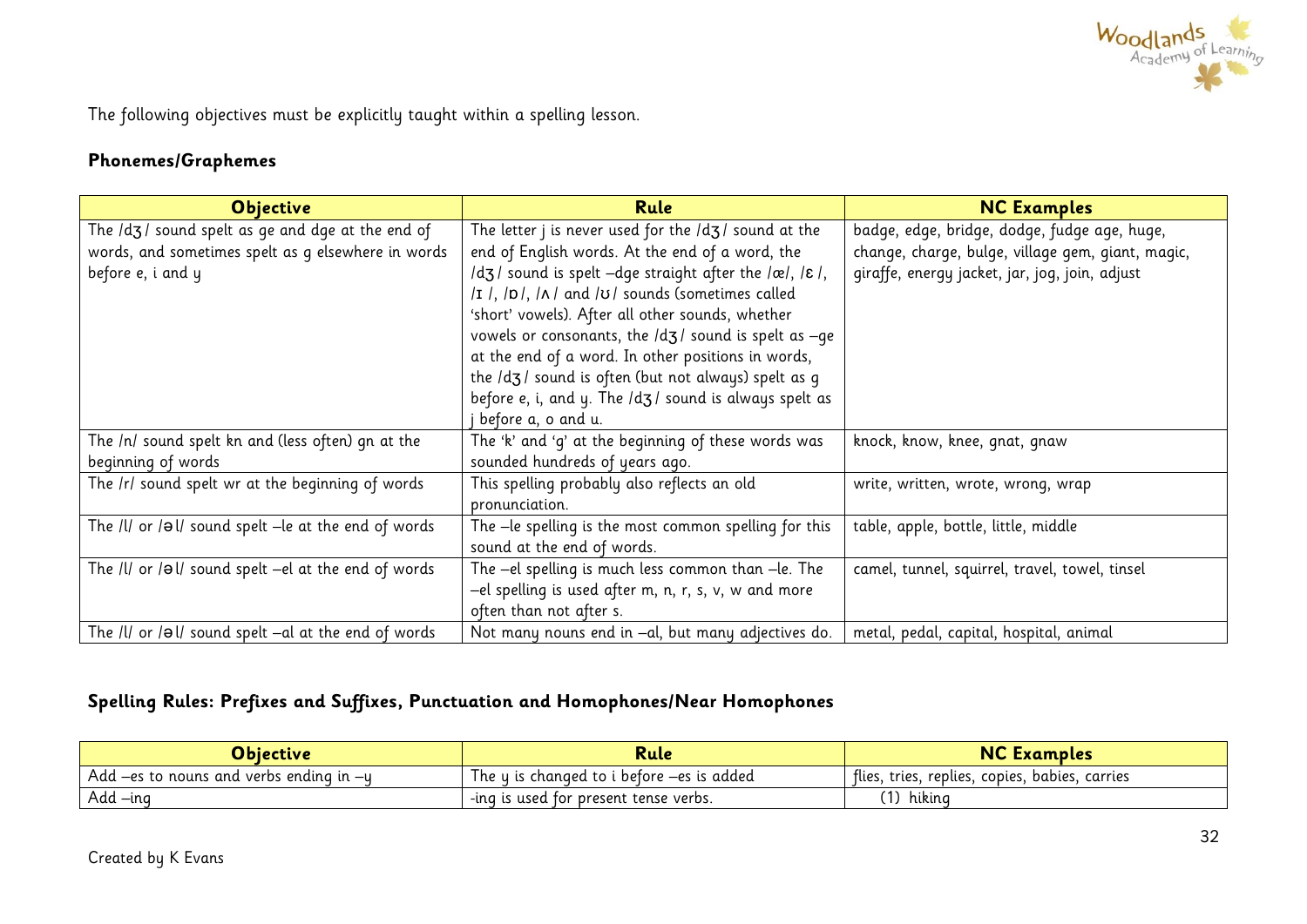The following objectives must be explicitly taught within a spelling lesson.

**Phonemes/Graphemes**

| Objective | Rule | NC Examples |
|---|---|---|
| The /dʒ/ sound spelt as ge and dge at the end of words, and sometimes spelt as g elsewhere in words before e, i and y | The letter j is never used for the /dʒ/ sound at the end of English words. At the end of a word, the /dʒ/ sound is spelt –dge straight after the /æ/, /ɛ/, /ɪ/, /ɒ/, /ʌ/ and /ʊ/ sounds (sometimes called 'short' vowels). After all other sounds, whether vowels or consonants, the /dʒ/ sound is spelt as –ge at the end of a word. In other positions in words, the /dʒ/ sound is often (but not always) spelt as g before e, i, and y. The /dʒ/ sound is always spelt as j before a, o and u. | badge, edge, bridge, dodge, fudge age, huge, change, charge, bulge, village gem, giant, magic, giraffe, energy jacket, jar, jog, join, adjust |
| The /n/ sound spelt kn and (less often) gn at the beginning of words | The 'k' and 'g' at the beginning of these words was sounded hundreds of years ago. | knock, know, knee, gnat, gnaw |
| The /r/ sound spelt wr at the beginning of words | This spelling probably also reflects an old pronunciation. | write, written, wrote, wrong, wrap |
| The /l/ or /əl/ sound spelt –le at the end of words | The –le spelling is the most common spelling for this sound at the end of words. | table, apple, bottle, little, middle |
| The /l/ or /əl/ sound spelt –el at the end of words | The –el spelling is much less common than –le. The –el spelling is used after m, n, r, s, v, w and more often than not after s. | camel, tunnel, squirrel, travel, towel, tinsel |
| The /l/ or /əl/ sound spelt –al at the end of words | Not many nouns end in –al, but many adjectives do. | metal, pedal, capital, hospital, animal |

**Spelling Rules: Prefixes and Suffixes, Punctuation and Homophones/Near Homophones**

| Objective | Rule | NC Examples |
|---|---|---|
| Add –es to nouns and verbs ending in –y | The y is changed to i before –es is added | flies, tries, replies, copies, babies, carries |
| Add –ing | -ing is used for present tense verbs. | (1) hiking |

Created by K Evans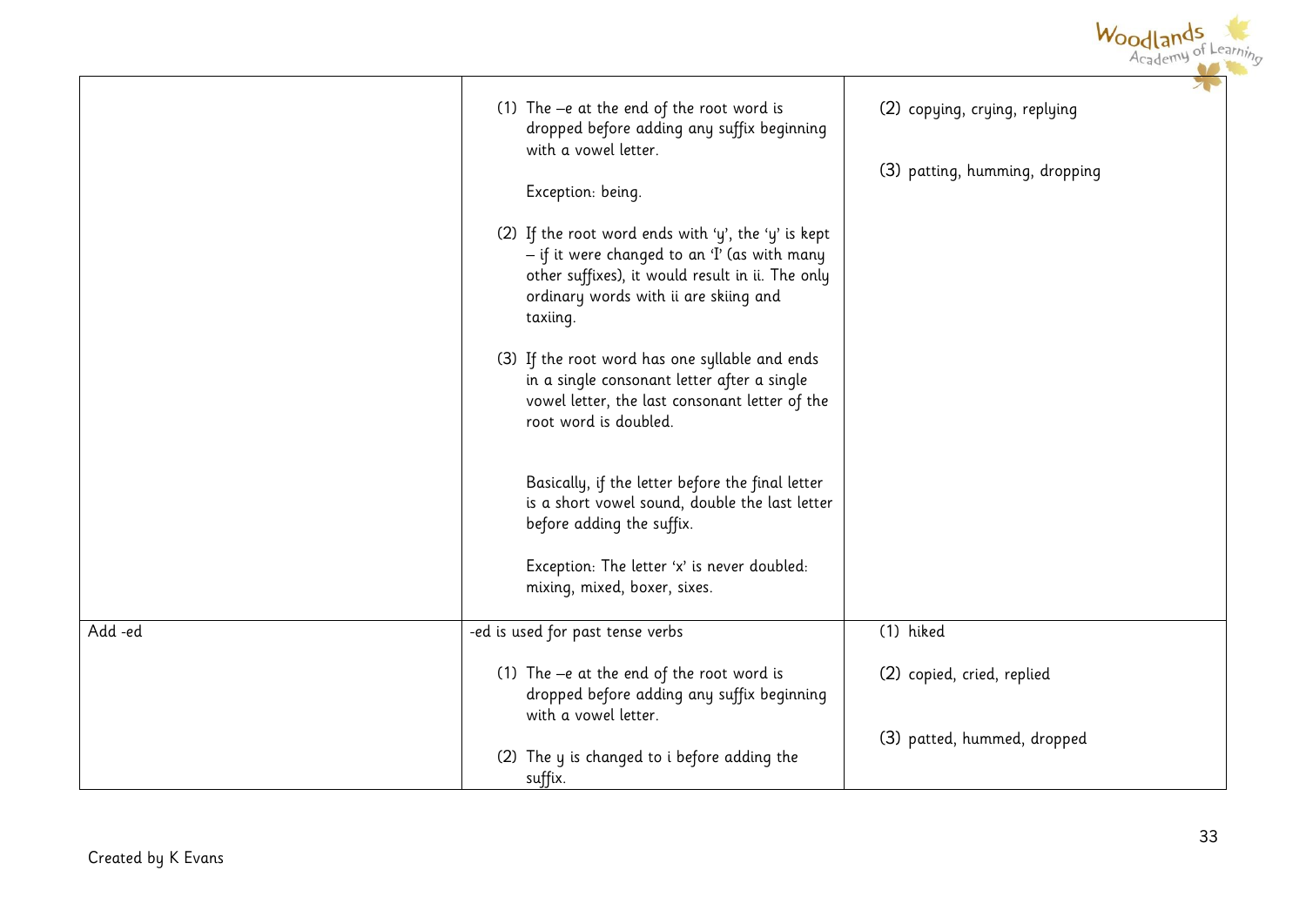| | | |
|---|---|---|
| | (1) The –e at the end of the root word is dropped before adding any suffix beginning with a vowel letter.<br><br>Exception: being.<br><br>(2) If the root word ends with 'y', the 'y' is kept – if it were changed to an 'I' (as with many other suffixes), it would result in ii. The only ordinary words with ii are skiing and taxiing.<br><br>(3) If the root word has one syllable and ends in a single consonant letter after a single vowel letter, the last consonant letter of the root word is doubled.<br><br>Basically, if the letter before the final letter is a short vowel sound, double the last letter before adding the suffix.<br><br>Exception: The letter 'x' is never doubled: mixing, mixed, boxer, sixes. | (2) copying, crying, replying<br><br>(3) patting, humming, dropping |
| Add -ed | -ed is used for past tense verbs<br><br>(1) The –e at the end of the root word is dropped before adding any suffix beginning with a vowel letter.<br><br>(2) The y is changed to i before adding the suffix. | (1) hiked<br><br>(2) copied, cried, replied<br><br>(3) patted, hummed, dropped |

Created by K Evans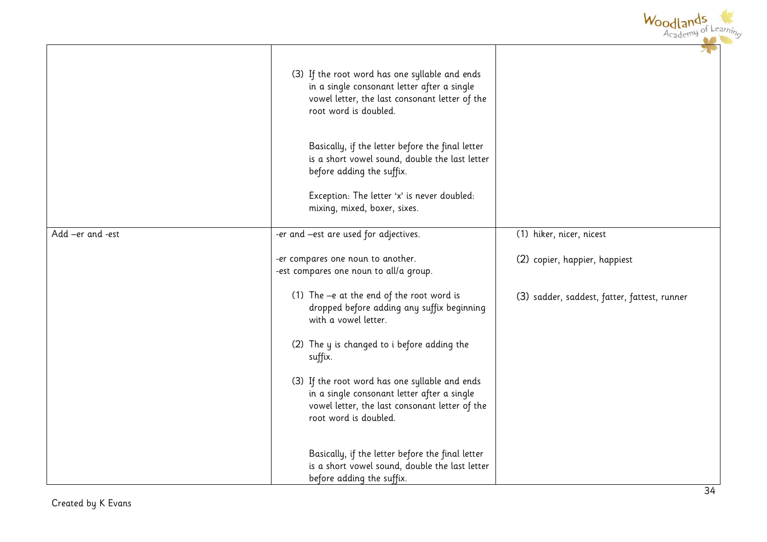| | | |
|---|---|---|
| | (3) If the root word has one syllable and ends in a single consonant letter after a single vowel letter, the last consonant letter of the root word is doubled.<br><br>Basically, if the letter before the final letter is a short vowel sound, double the last letter before adding the suffix.<br><br>Exception: The letter 'x' is never doubled: mixing, mixed, boxer, sixes. | |
| Add –er and -est | -er and –est are used for adjectives.<br><br>-er compares one noun to another.<br>-est compares one noun to all/a group.<br><br>(1) The –e at the end of the root word is dropped before adding any suffix beginning with a vowel letter.<br><br>(2) The y is changed to i before adding the suffix.<br><br>(3) If the root word has one syllable and ends in a single consonant letter after a single vowel letter, the last consonant letter of the root word is doubled.<br><br>Basically, if the letter before the final letter is a short vowel sound, double the last letter before adding the suffix. | (1) hiker, nicer, nicest<br><br>(2) copier, happier, happiest<br><br>(3) sadder, saddest, fatter, fattest, runner |

Created by K Evans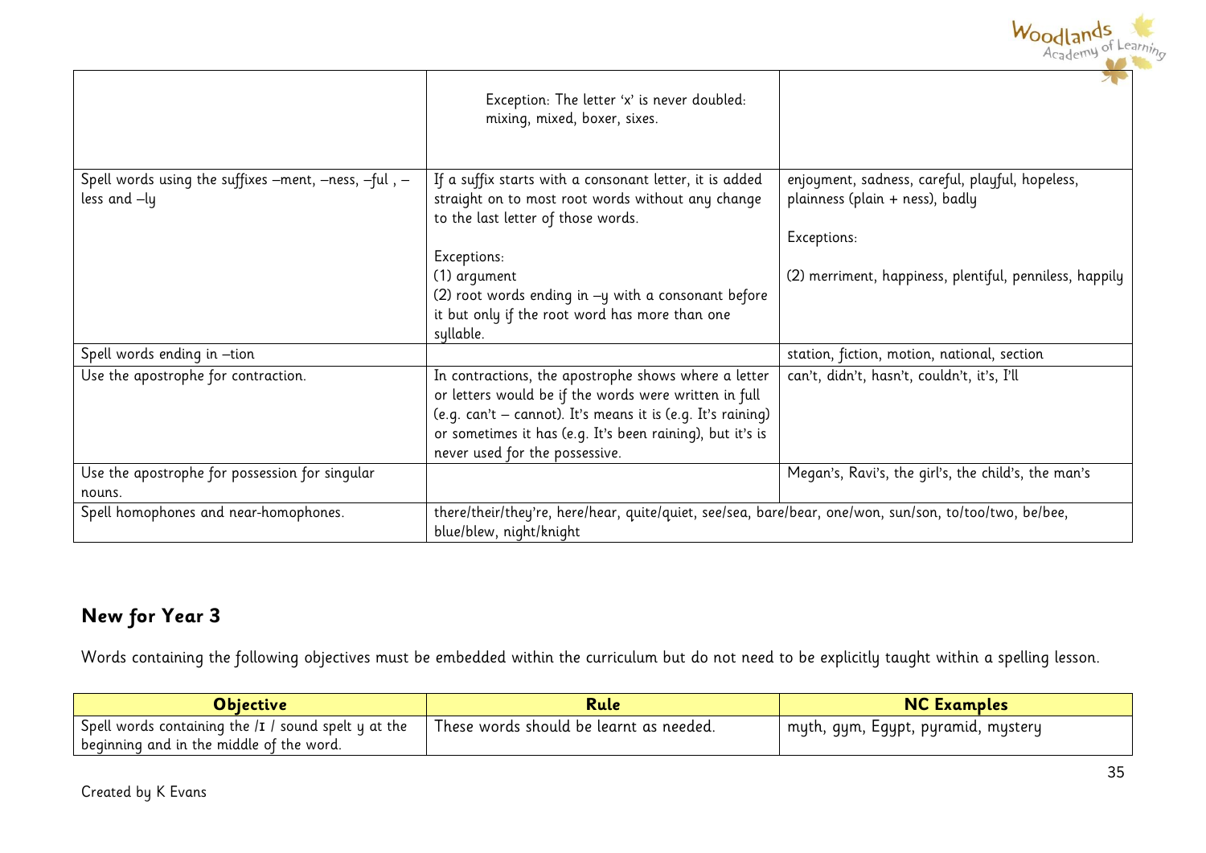| | | |
|---|---|---|
| | Exception: The letter 'x' is never doubled: mixing, mixed, boxer, sixes. | |
| Spell words using the suffixes –ment, –ness, –ful , –less and –ly | If a suffix starts with a consonant letter, it is added straight on to most root words without any change to the last letter of those words.<br><br>Exceptions:<br>(1) argument<br>(2) root words ending in –y with a consonant before it but only if the root word has more than one syllable. | enjoyment, sadness, careful, playful, hopeless, plainness (plain + ness), badly<br><br>Exceptions:<br><br>(2) merriment, happiness, plentiful, penniless, happily |
| Spell words ending in –tion | | station, fiction, motion, national, section |
| Use the apostrophe for contraction. | In contractions, the apostrophe shows where a letter or letters would be if the words were written in full (e.g. can't – cannot). It's means it is (e.g. It's raining) or sometimes it has (e.g. It's been raining), but it's is never used for the possessive. | can't, didn't, hasn't, couldn't, it's, I'll |
| Use the apostrophe for possession for singular nouns. | | Megan's, Ravi's, the girl's, the child's, the man's |
| Spell homophones and near-homophones. | there/their/they're, here/hear, quite/quiet, see/sea, bare/bear, one/won, sun/son, to/too/two, be/bee, blue/blew, night/knight | |

## New for Year 3

Words containing the following objectives must be embedded within the curriculum but do not need to be explicitly taught within a spelling lesson.

| Objective | Rule | NC Examples |
|---|---|---|
| Spell words containing the /ɪ/ sound spelt y at the beginning and in the middle of the word. | These words should be learnt as needed. | myth, gym, Egypt, pyramid, mystery |

Created by K Evans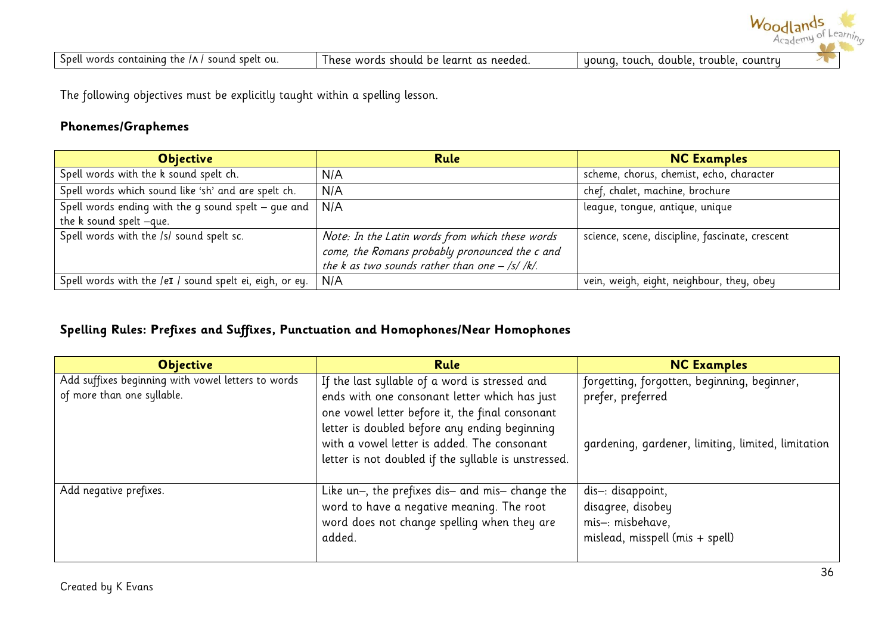| | | |
|---|---|---|
| Spell words containing the /ʌ/ sound spelt ou. | These words should be learnt as needed. | young, touch, double, trouble, country |

The following objectives must be explicitly taught within a spelling lesson.

### Phonemes/Graphemes

| Objective | Rule | NC Examples |
|---|---|---|
| Spell words with the k sound spelt ch. | N/A | scheme, chorus, chemist, echo, character |
| Spell words which sound like 'sh' and are spelt ch. | N/A | chef, chalet, machine, brochure |
| Spell words ending with the g sound spelt – gue and the k sound spelt –que. | N/A | league, tongue, antique, unique |
| Spell words with the /s/ sound spelt sc. | *Note: In the Latin words from which these words come, the Romans probably pronounced the c and the k as two sounds rather than one – /s/ /k/.* | science, scene, discipline, fascinate, crescent |
| Spell words with the /eɪ/ sound spelt ei, eigh, or ey. | N/A | vein, weigh, eight, neighbour, they, obey |

### Spelling Rules: Prefixes and Suffixes, Punctuation and Homophones/Near Homophones

| Objective | Rule | NC Examples |
|---|---|---|
| Add suffixes beginning with vowel letters to words of more than one syllable. | If the last syllable of a word is stressed and ends with one consonant letter which has just one vowel letter before it, the final consonant letter is doubled before any ending beginning with a vowel letter is added. The consonant letter is not doubled if the syllable is unstressed. | forgetting, forgotten, beginning, beginner, prefer, preferred<br><br>gardening, gardener, limiting, limited, limitation |
| Add negative prefixes. | Like un–, the prefixes dis– and mis– change the word to have a negative meaning. The root word does not change spelling when they are added. | dis–: disappoint, disagree, disobey<br>mis–: misbehave, mislead, misspell (mis + spell) |

Created by K Evans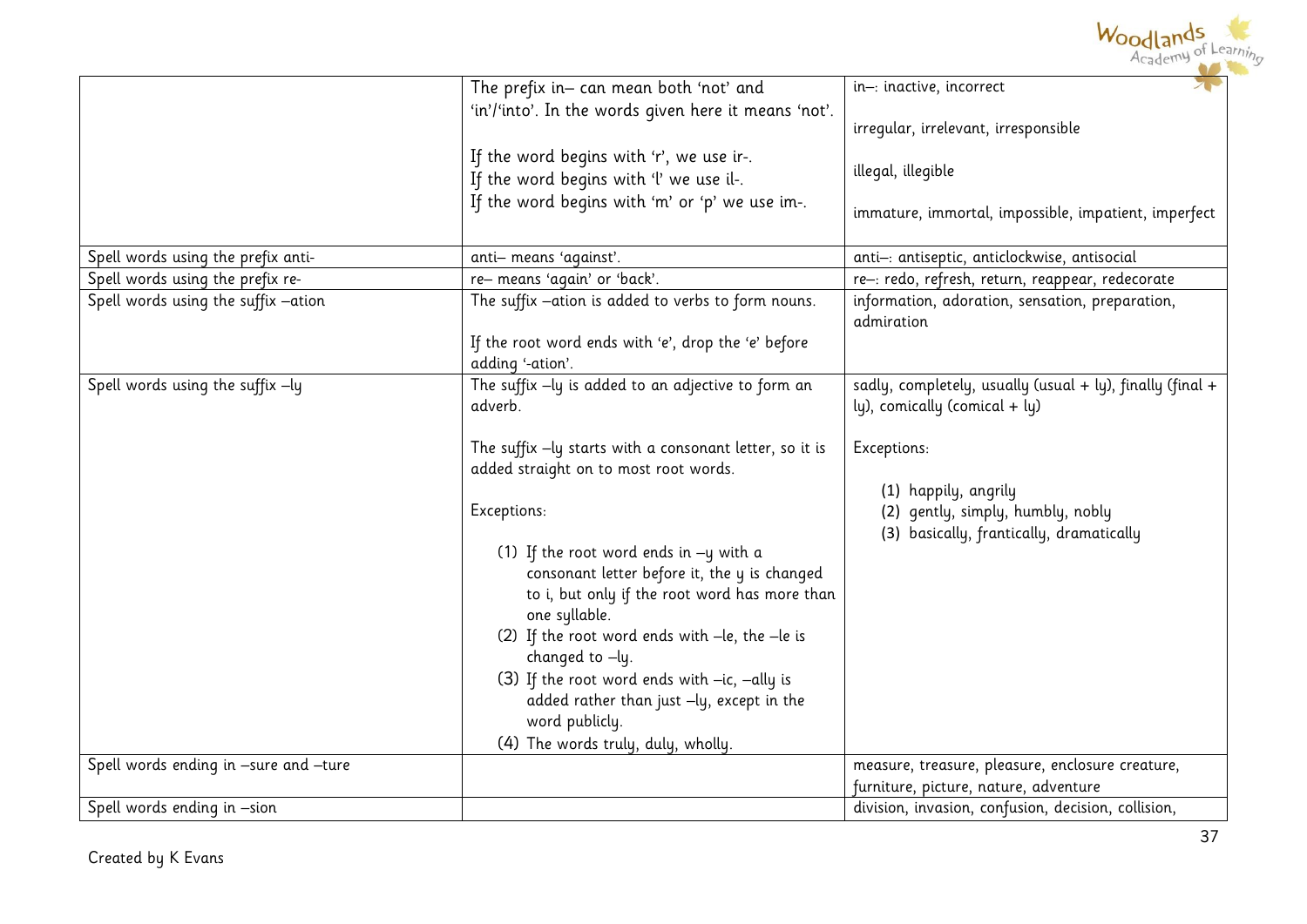| | | |
|---|---|---|
| | The prefix in– can mean both 'not' and 'in'/'into'. In the words given here it means 'not'.<br><br>If the word begins with 'r', we use ir-.<br>If the word begins with 'l' we use il-.<br>If the word begins with 'm' or 'p' we use im-. | in–: inactive, incorrect<br><br>irregular, irrelevant, irresponsible<br><br>illegal, illegible<br><br>immature, immortal, impossible, impatient, imperfect |
| Spell words using the prefix anti- | anti– means 'against'. | anti–: antiseptic, anticlockwise, antisocial |
| Spell words using the prefix re- | re– means 'again' or 'back'. | re–: redo, refresh, return, reappear, redecorate |
| Spell words using the suffix –ation | The suffix –ation is added to verbs to form nouns.<br><br>If the root word ends with 'e', drop the 'e' before adding '-ation'. | information, adoration, sensation, preparation, admiration |
| Spell words using the suffix –ly | The suffix –ly is added to an adjective to form an adverb.<br><br>The suffix –ly starts with a consonant letter, so it is added straight on to most root words.<br><br>Exceptions:<br><br>(1) If the root word ends in –y with a consonant letter before it, the y is changed to i, but only if the root word has more than one syllable.<br>(2) If the root word ends with –le, the –le is changed to –ly.<br>(3) If the root word ends with –ic, –ally is added rather than just –ly, except in the word publicly.<br>(4) The words truly, duly, wholly. | sadly, completely, usually (usual + ly), finally (final + ly), comically (comical + ly)<br><br>Exceptions:<br><br>(1) happily, angrily<br>(2) gently, simply, humbly, nobly<br>(3) basically, frantically, dramatically |
| Spell words ending in –sure and –ture | | measure, treasure, pleasure, enclosure creature, furniture, picture, nature, adventure |
| Spell words ending in –sion | | division, invasion, confusion, decision, collision, |

Created by K Evans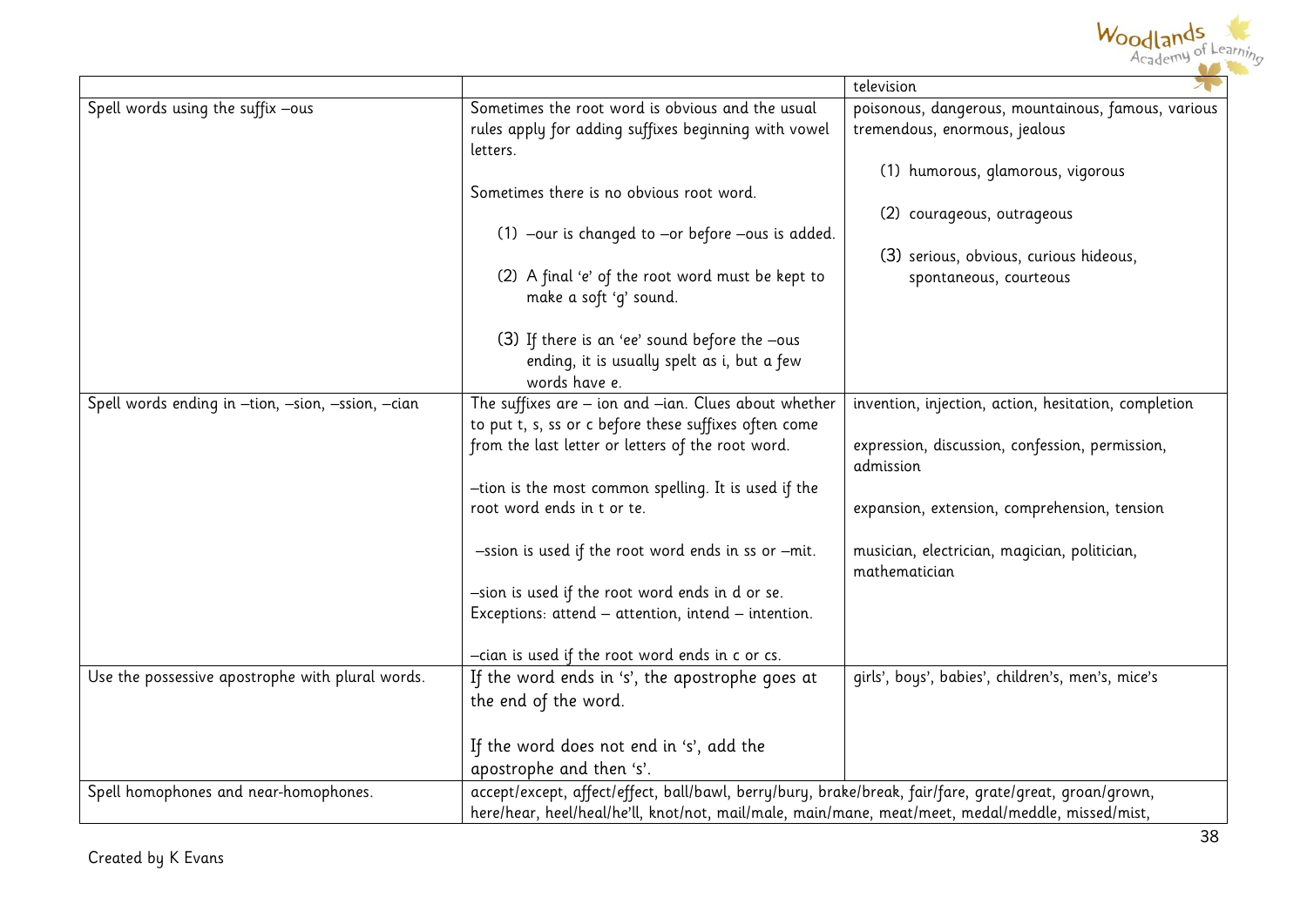| | | |
|---|---|---|
| | | television |
| Spell words using the suffix –ous | Sometimes the root word is obvious and the usual rules apply for adding suffixes beginning with vowel letters.<br><br>Sometimes there is no obvious root word.<br><br>(1) –our is changed to –or before –ous is added.<br><br>(2) A final 'e' of the root word must be kept to make a soft 'g' sound.<br><br>(3) If there is an 'ee' sound before the –ous ending, it is usually spelt as i, but a few words have e. | poisonous, dangerous, mountainous, famous, various tremendous, enormous, jealous<br><br>(1) humorous, glamorous, vigorous<br><br>(2) courageous, outrageous<br><br>(3) serious, obvious, curious hideous, spontaneous, courteous |
| Spell words ending in –tion, –sion, –ssion, –cian | The suffixes are – ion and –ian. Clues about whether to put t, s, ss or c before these suffixes often come from the last letter or letters of the root word.<br><br>–tion is the most common spelling. It is used if the root word ends in t or te.<br><br>–ssion is used if the root word ends in ss or –mit.<br><br>–sion is used if the root word ends in d or se. Exceptions: attend – attention, intend – intention.<br><br>–cian is used if the root word ends in c or cs. | invention, injection, action, hesitation, completion<br><br>expression, discussion, confession, permission, admission<br><br>expansion, extension, comprehension, tension<br><br>musician, electrician, magician, politician, mathematician |
| Use the possessive apostrophe with plural words. | If the word ends in 's', the apostrophe goes at the end of the word.<br><br>If the word does not end in 's', add the apostrophe and then 's'. | girls', boys', babies', children's, men's, mice's |
| Spell homophones and near-homophones. | accept/except, affect/effect, ball/bawl, berry/bury, brake/break, fair/fare, grate/great, groan/grown, here/hear, heel/heal/he'll, knot/not, mail/male, main/mane, meat/meet, medal/meddle, missed/mist, | |

Created by K Evans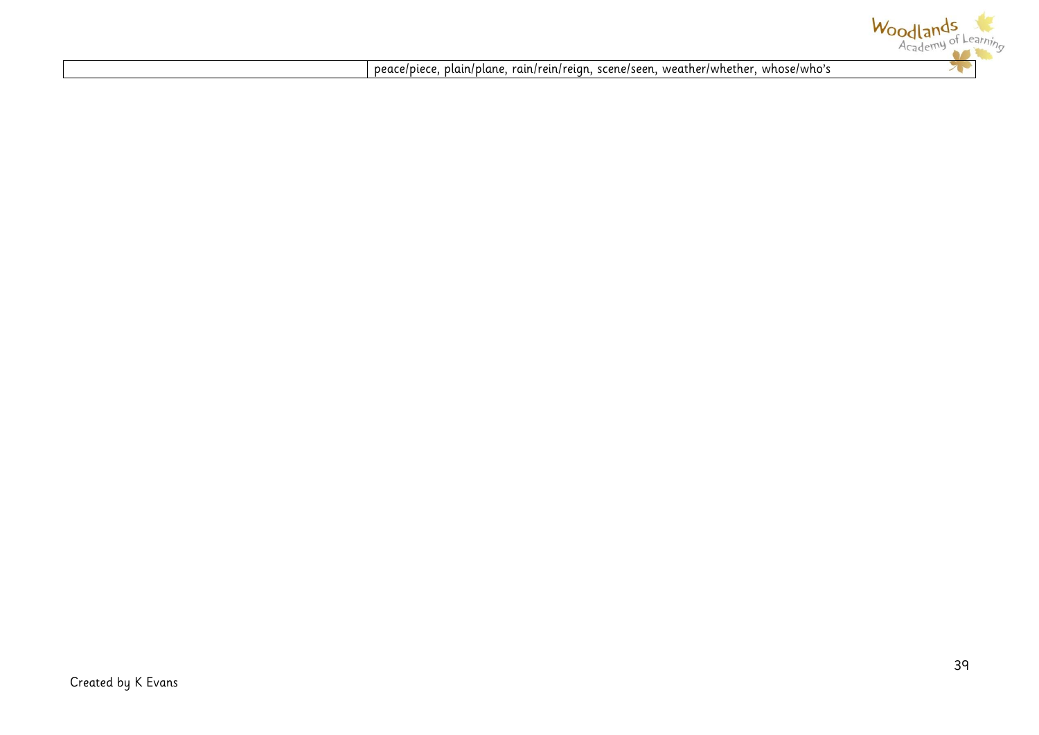| | |
|---|---|
| | peace/piece, plain/plane, rain/rein/reign, scene/seen, weather/whether, whose/who's |